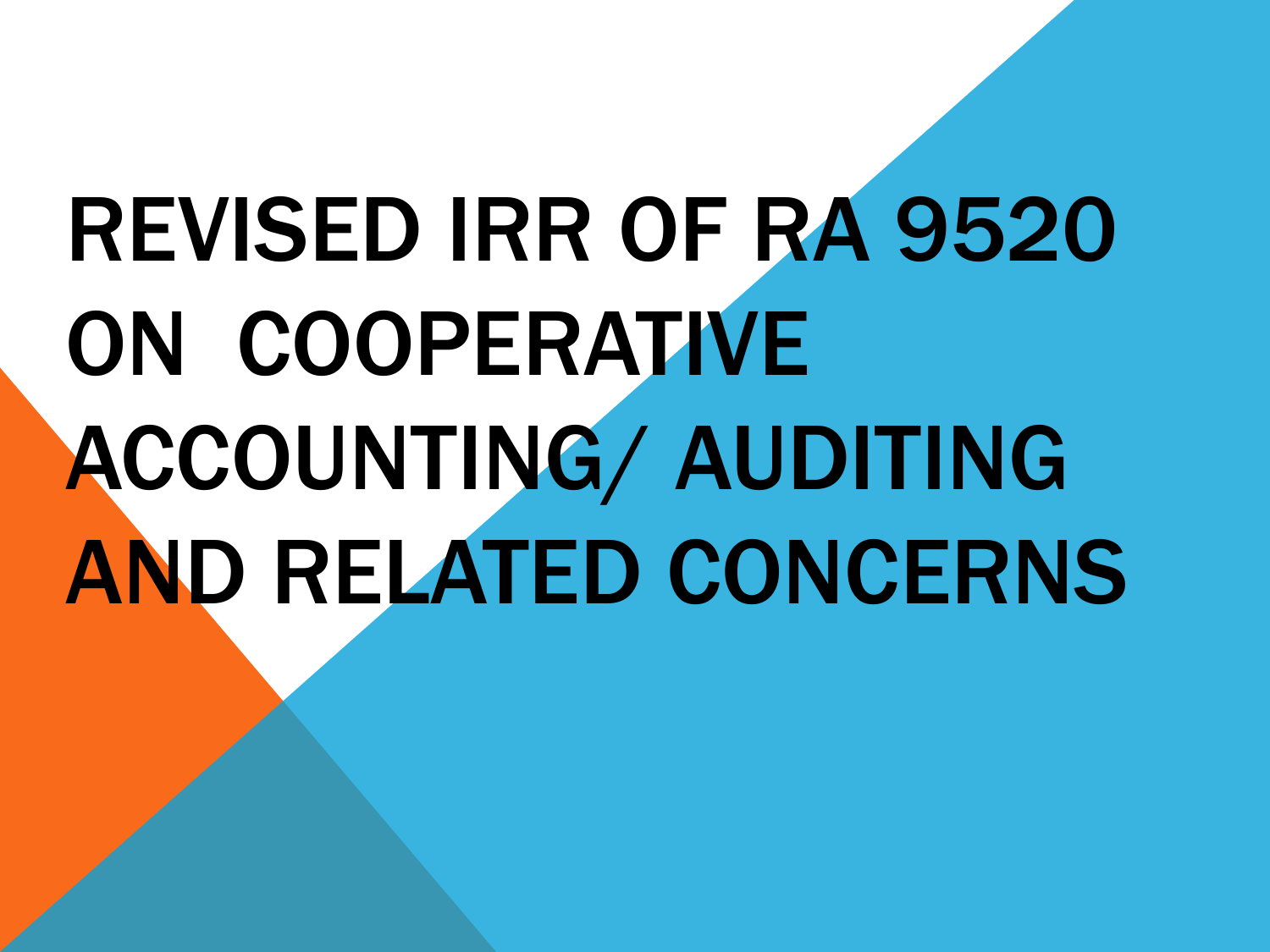# REVISED IRR OF RA 9520 ON COOPERATIVE ACCOUNTING/ AUDITING AND RELATED CONCERNS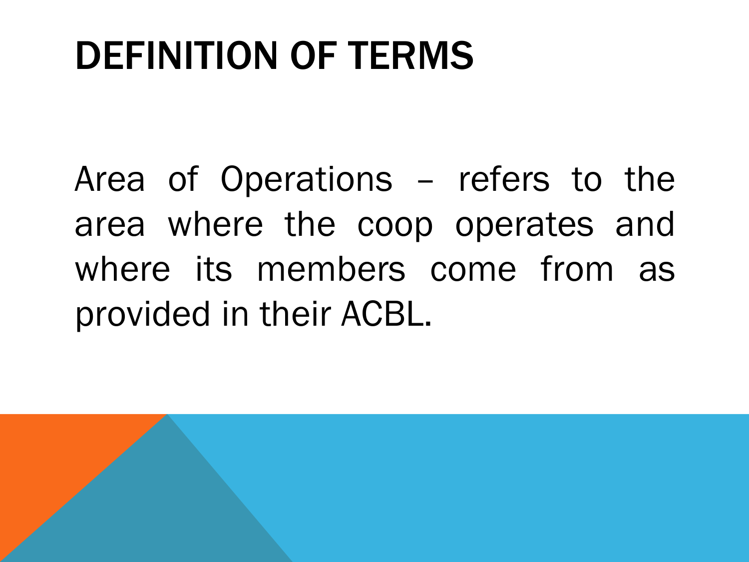# DEFINITION OF TERMS

Area of Operations – refers to the area where the coop operates and where its members come from as provided in their ACBL.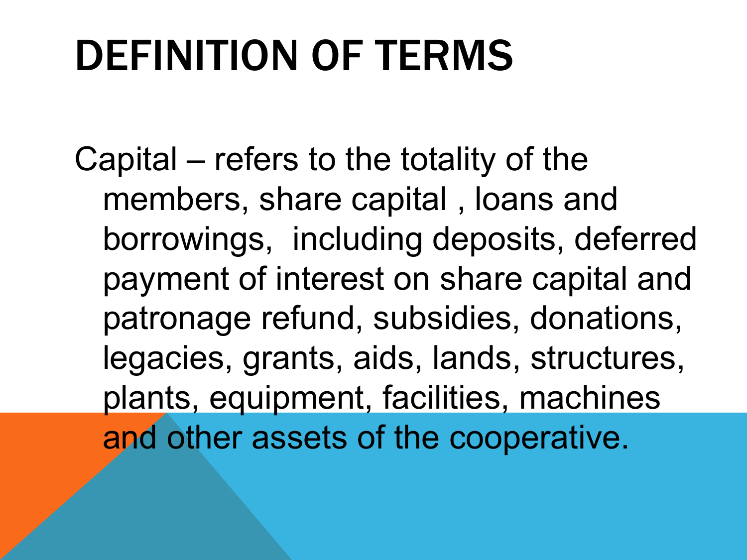# DEFINITION OF TERMS

Capital – refers to the totality of the members, share capital , loans and borrowings, including deposits, deferred payment of interest on share capital and patronage refund, subsidies, donations, legacies, grants, aids, lands, structures, plants, equipment, facilities, machines and other assets of the cooperative.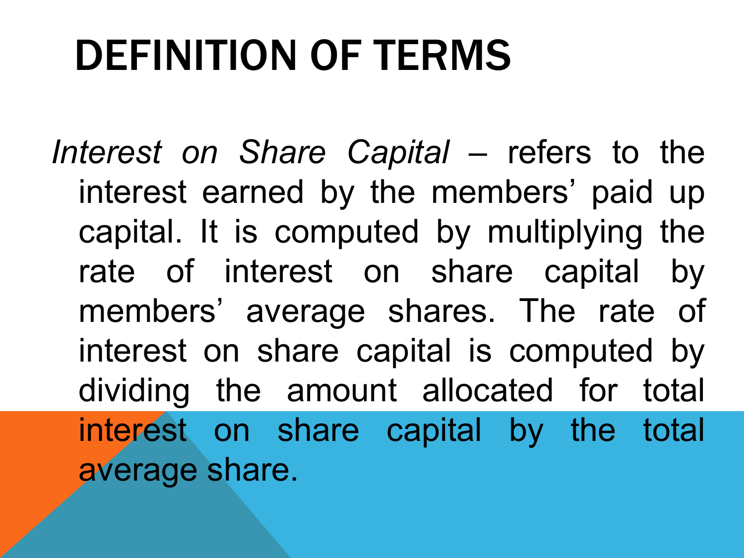# DEFINITION OF TERMS

*Interest on Share Capital* – refers to the interest earned by the members' paid up capital. It is computed by multiplying the rate of interest on share capital by members' average shares. The rate of interest on share capital is computed by dividing the amount allocated for total interest on share capital by the total average share.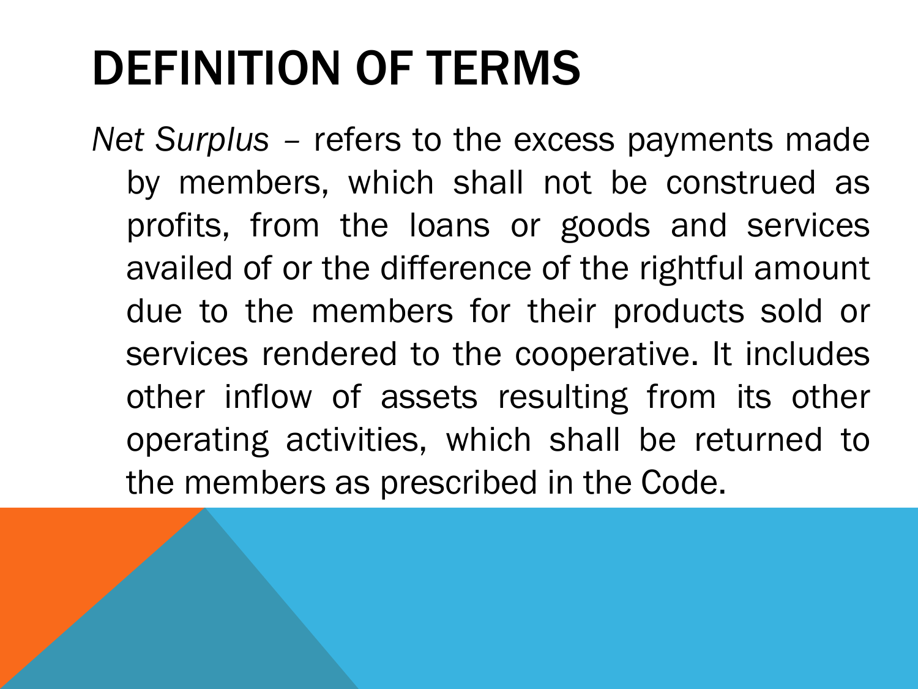# DEFINITION OF TERMS

*Net Surplus* – refers to the excess payments made by members, which shall not be construed as profits, from the loans or goods and services availed of or the difference of the rightful amount due to the members for their products sold or services rendered to the cooperative. It includes other inflow of assets resulting from its other operating activities, which shall be returned to the members as prescribed in the Code.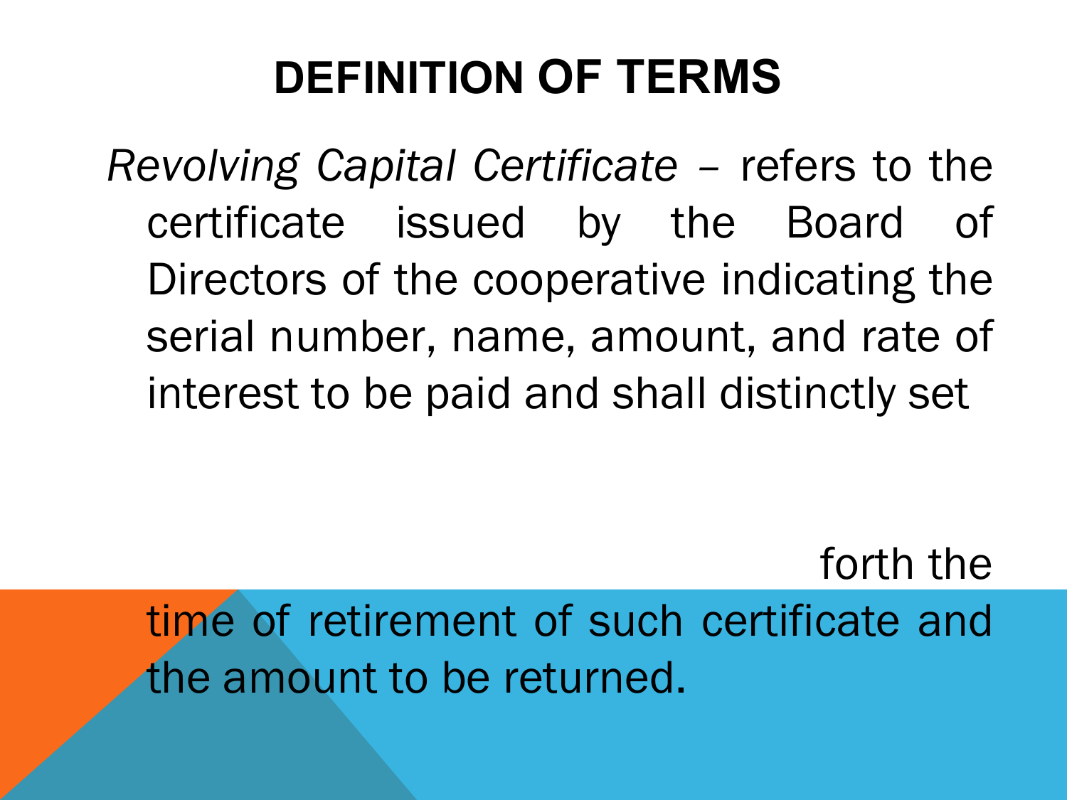# DEFINITION OF TERMS

*Revolving Capital Certificate* – refers to the certificate issued by the Board of Directors of the cooperative indicating the serial number, name, amount, and rate of interest to be paid and shall distinctly set forth the time of retirement of such certificate and the amount to be returned.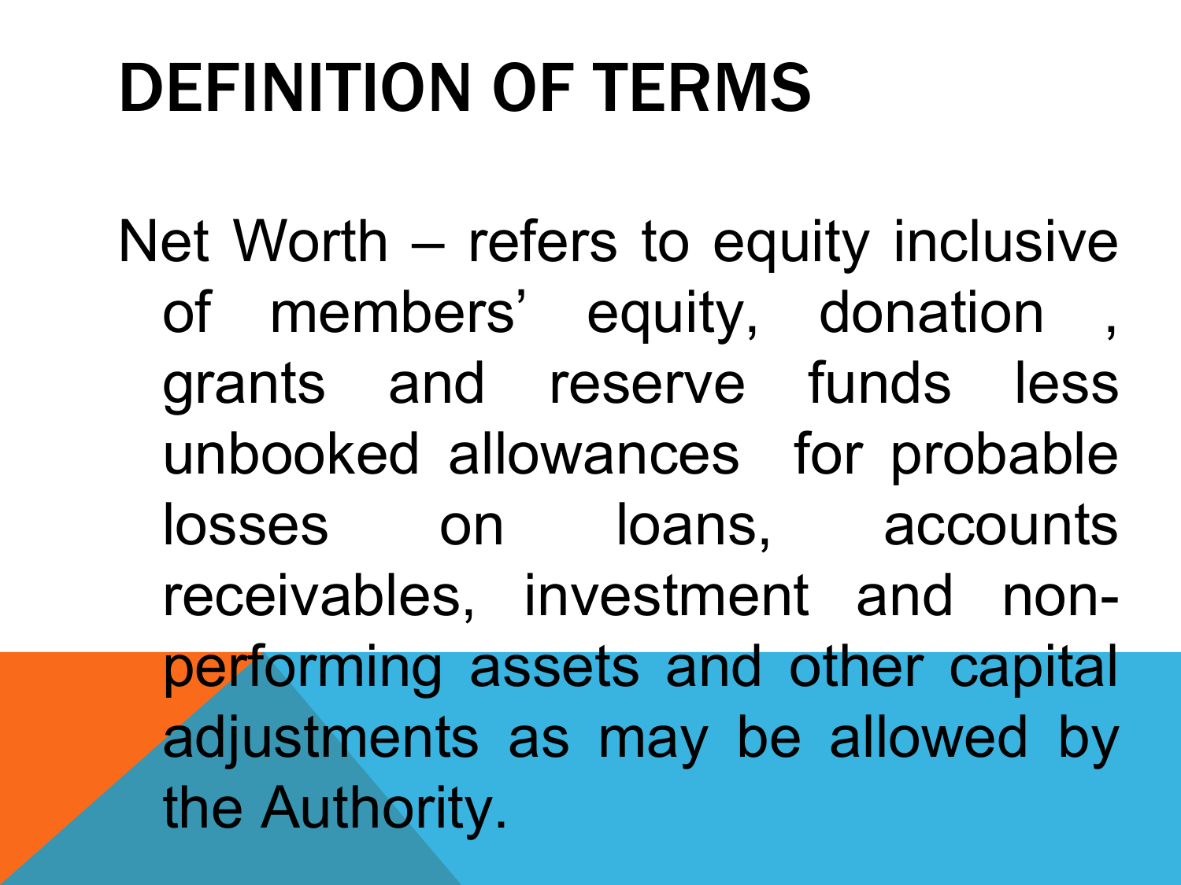# DEFINITION OF TERMS

Net Worth – refers to equity inclusive of members' equity, donation , grants and reserve funds less unbooked allowances for probable losses on loans, accounts receivables, investment and non-performing assets and other capital adjustments as may be allowed by the Authority.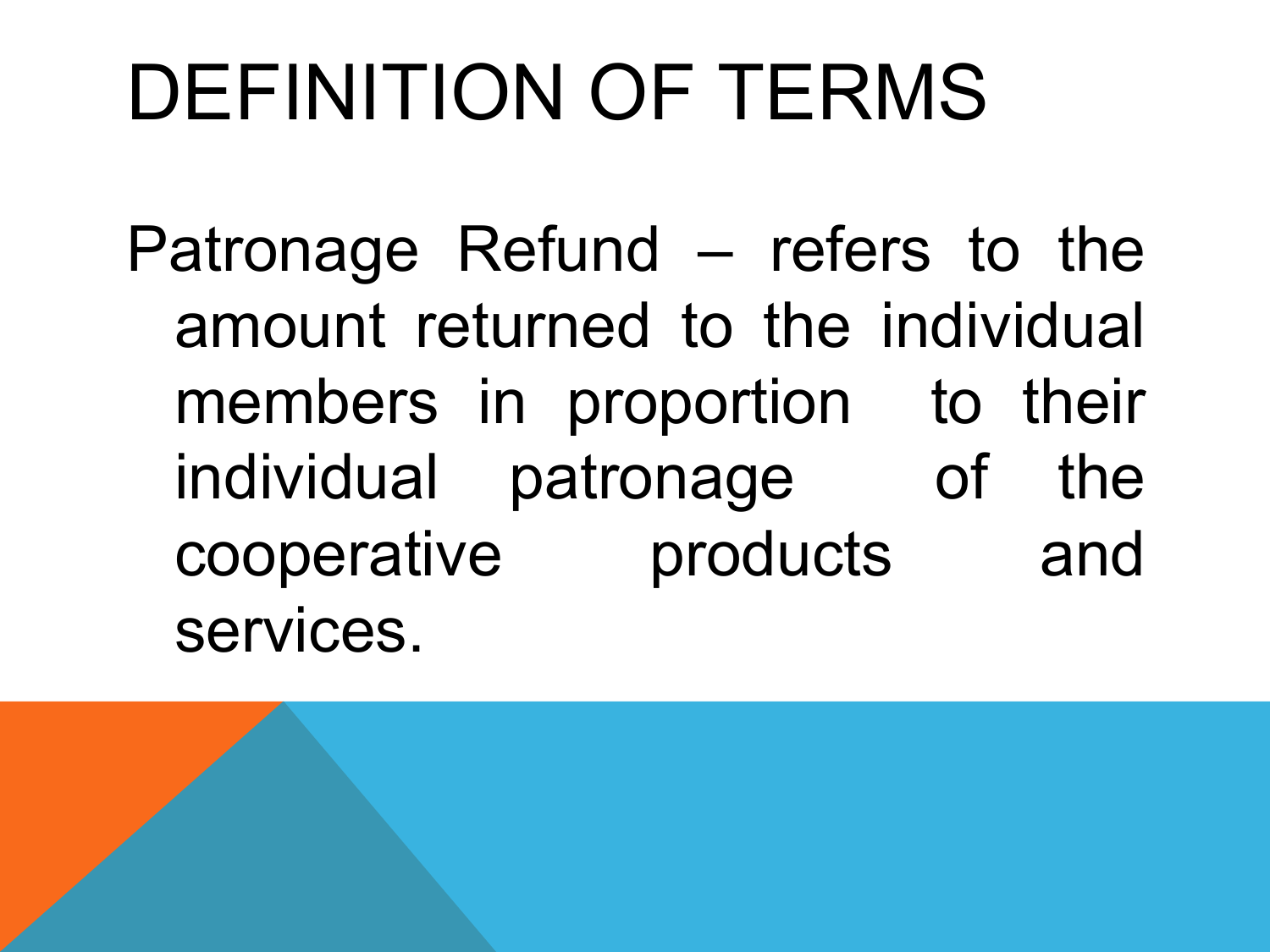# DEFINITION OF TERMS

Patronage Refund – refers to the amount returned to the individual members in proportion to their individual patronage of the cooperative products and services.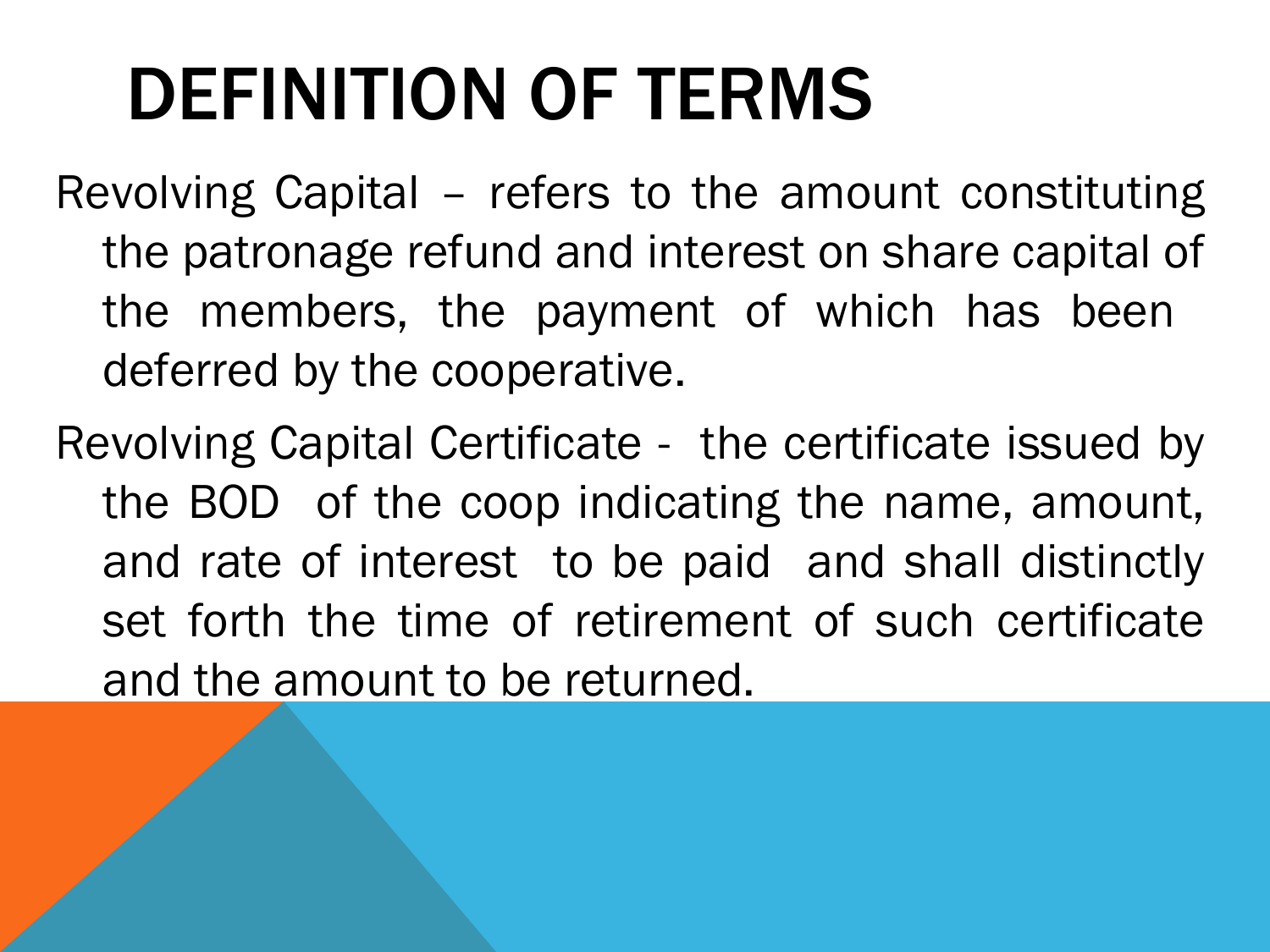# DEFINITION OF TERMS

Revolving Capital – refers to the amount constituting the patronage refund and interest on share capital of the members, the payment of which has been deferred by the cooperative.

Revolving Capital Certificate - the certificate issued by the BOD of the coop indicating the name, amount, and rate of interest to be paid and shall distinctly set forth the time of retirement of such certificate and the amount to be returned.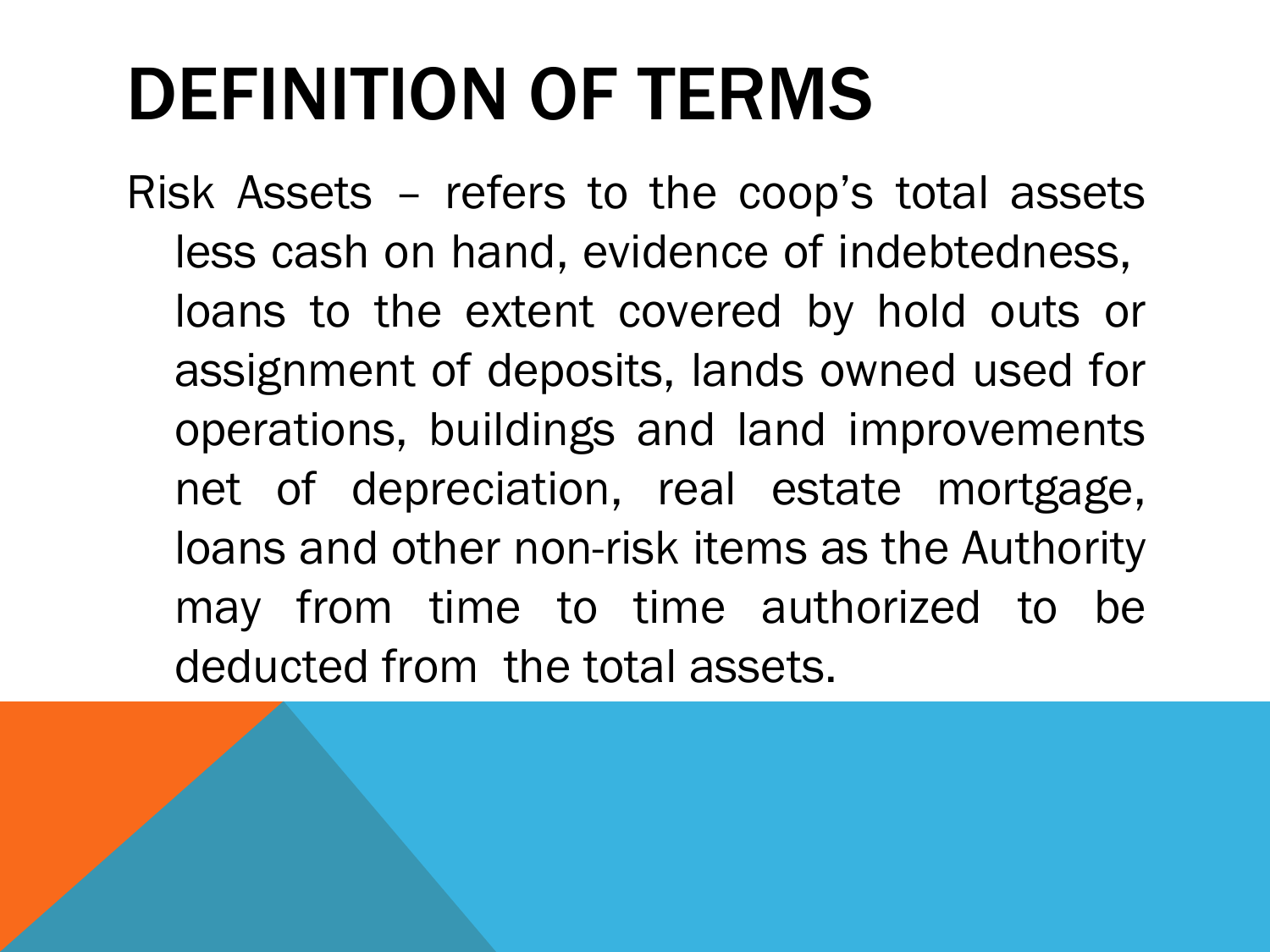# DEFINITION OF TERMS

Risk Assets – refers to the coop's total assets less cash on hand, evidence of indebtedness, loans to the extent covered by hold outs or assignment of deposits, lands owned used for operations, buildings and land improvements net of depreciation, real estate mortgage, loans and other non-risk items as the Authority may from time to time authorized to be deducted from the total assets.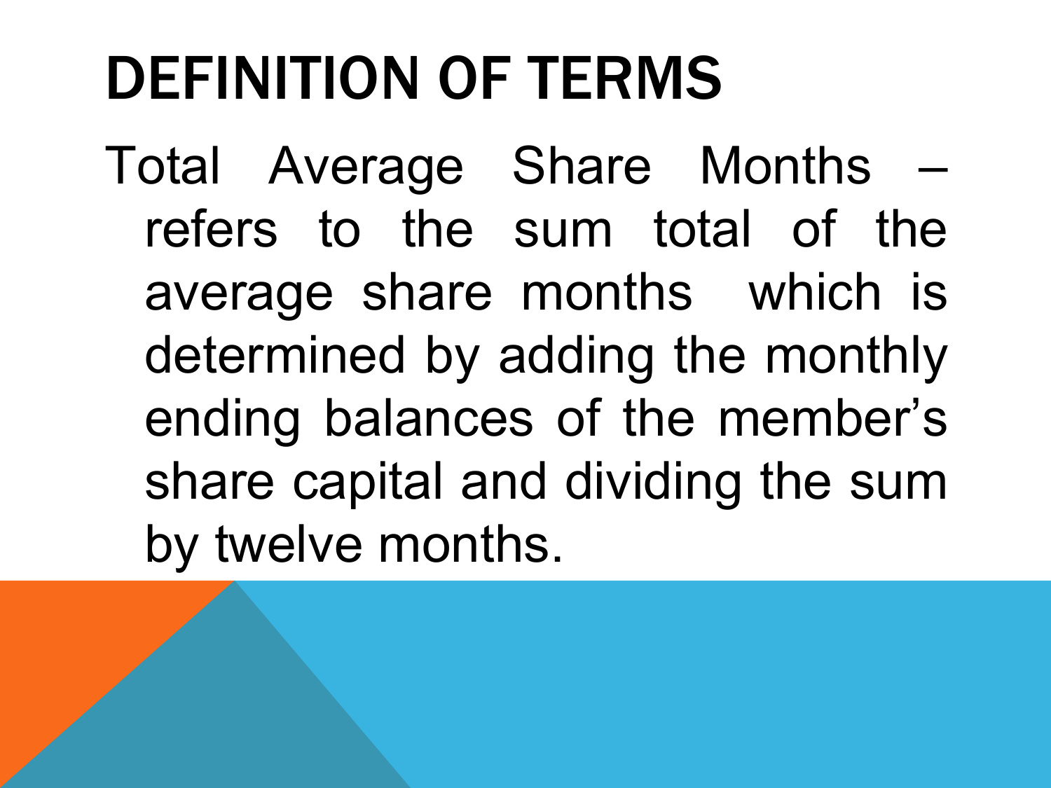# DEFINITION OF TERMS

Total Average Share Months – refers to the sum total of the average share months which is determined by adding the monthly ending balances of the member's share capital and dividing the sum by twelve months.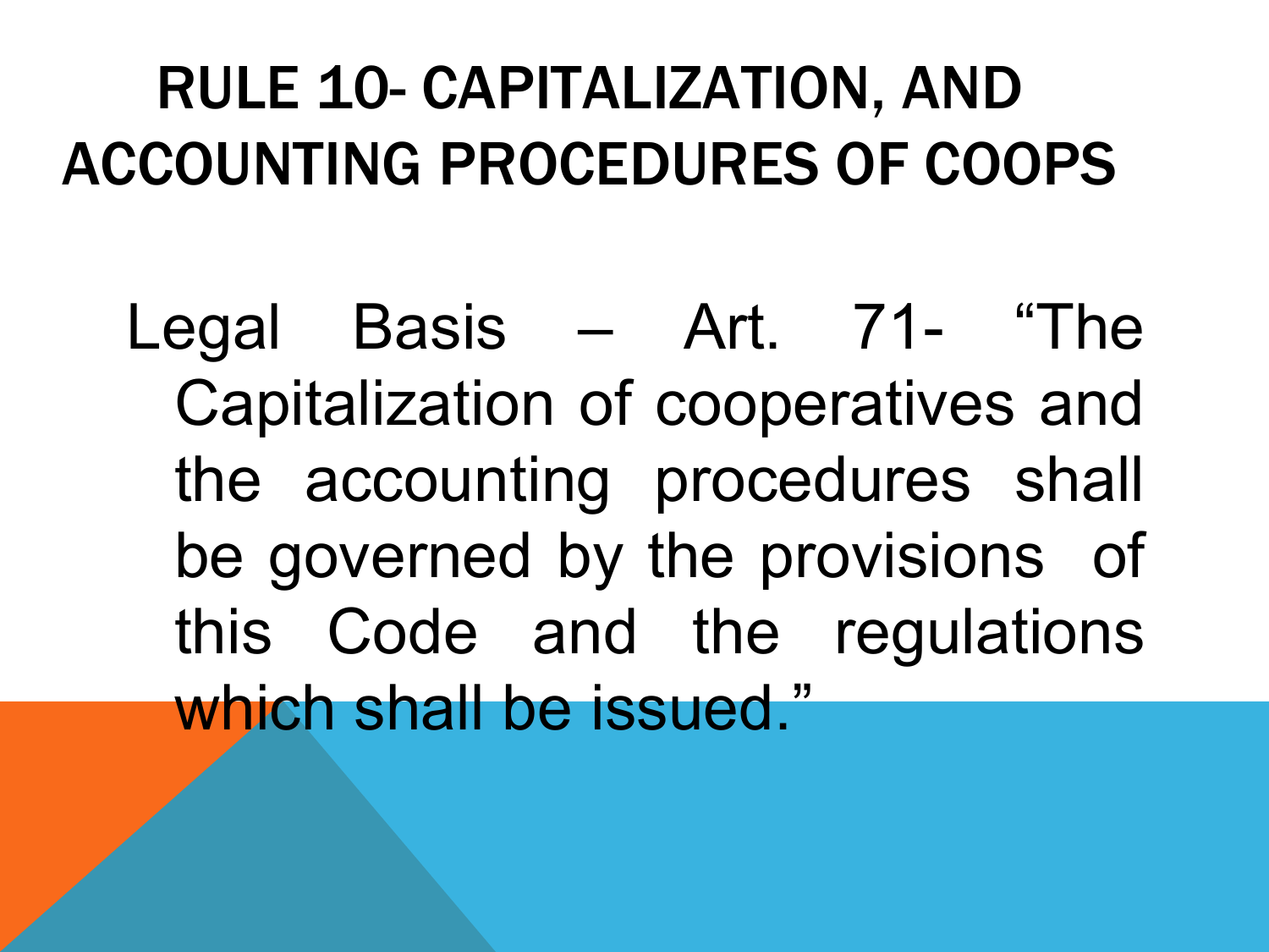# RULE 10- CAPITALIZATION, AND ACCOUNTING PROCEDURES OF COOPS

Legal Basis – Art. 71- "The Capitalization of cooperatives and the accounting procedures shall be governed by the provisions of this Code and the regulations which shall be issued."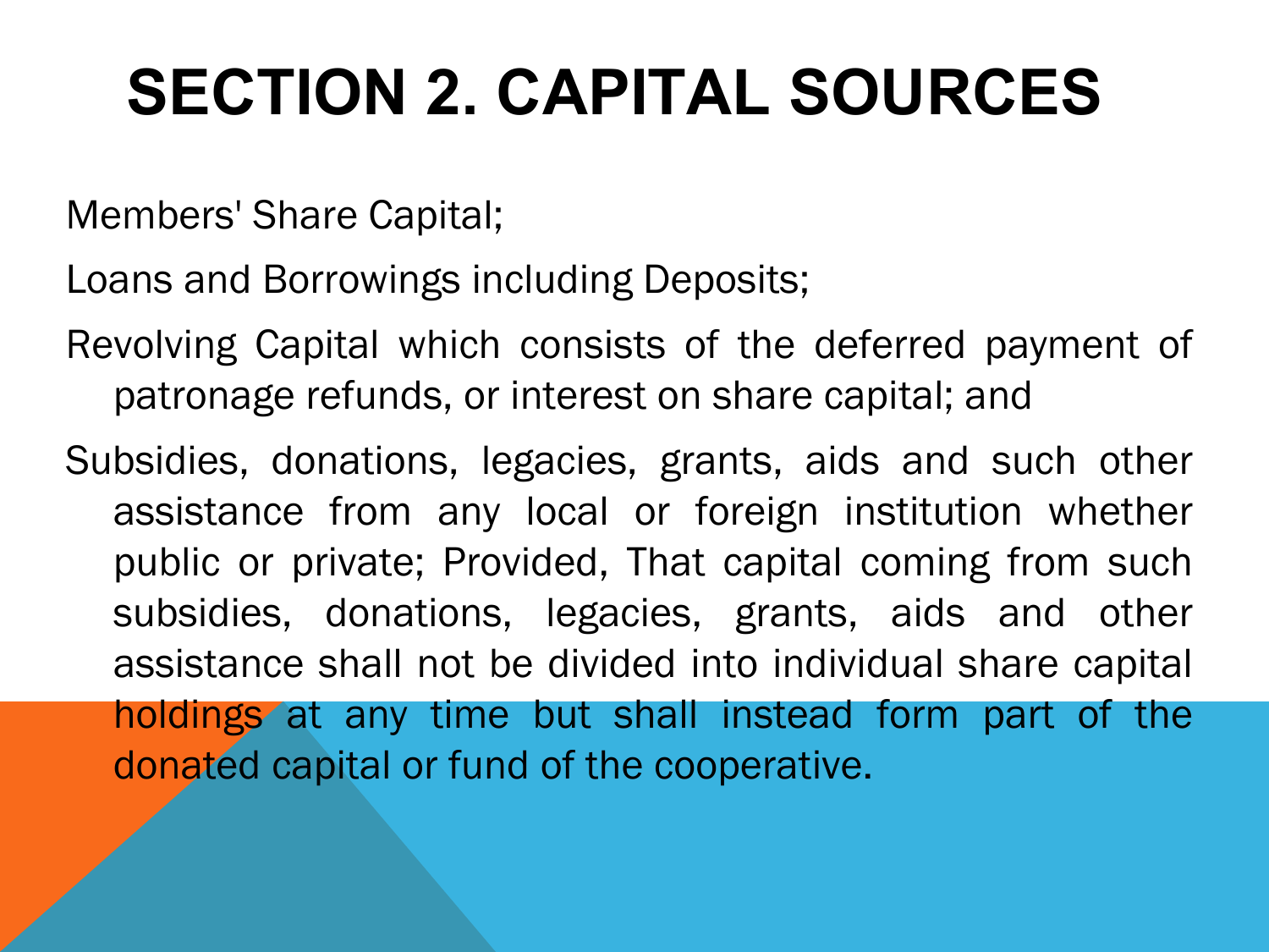# SECTION 2. CAPITAL SOURCES

Members' Share Capital;

Loans and Borrowings including Deposits;

Revolving Capital which consists of the deferred payment of patronage refunds, or interest on share capital; and

Subsidies, donations, legacies, grants, aids and such other assistance from any local or foreign institution whether public or private; Provided, That capital coming from such subsidies, donations, legacies, grants, aids and other assistance shall not be divided into individual share capital holdings at any time but shall instead form part of the donated capital or fund of the cooperative.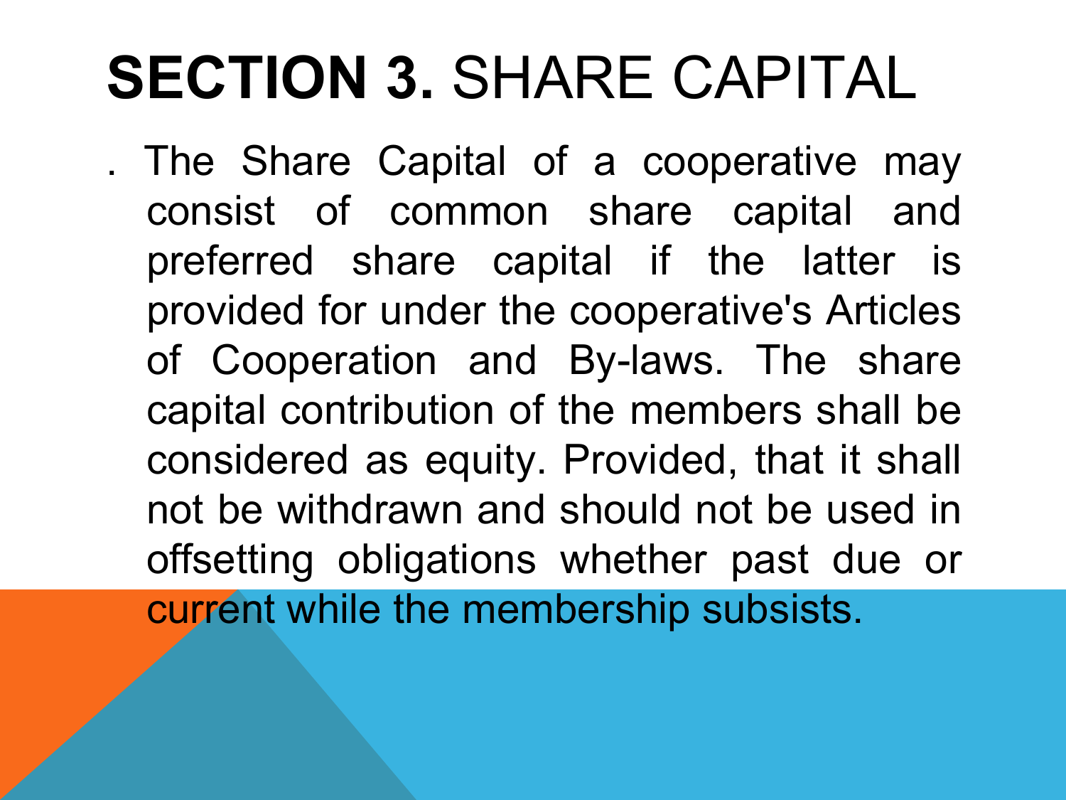# **SECTION 3.** SHARE CAPITAL

. The Share Capital of a cooperative may consist of common share capital and preferred share capital if the latter is provided for under the cooperative's Articles of Cooperation and By-laws. The share capital contribution of the members shall be considered as equity. Provided, that it shall not be withdrawn and should not be used in offsetting obligations whether past due or current while the membership subsists.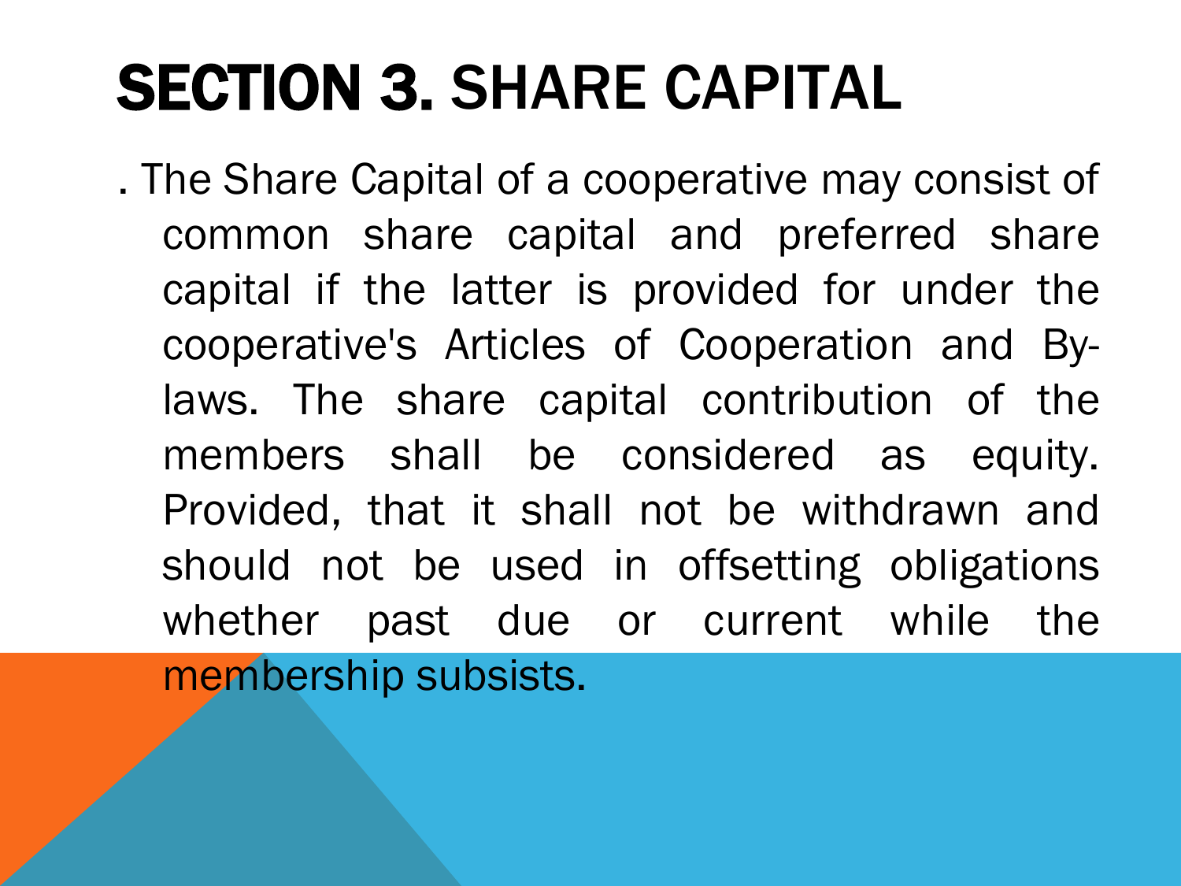# SECTION 3. SHARE CAPITAL

. The Share Capital of a cooperative may consist of common share capital and preferred share capital if the latter is provided for under the cooperative's Articles of Cooperation and By-laws. The share capital contribution of the members shall be considered as equity. Provided, that it shall not be withdrawn and should not be used in offsetting obligations whether past due or current while the membership subsists.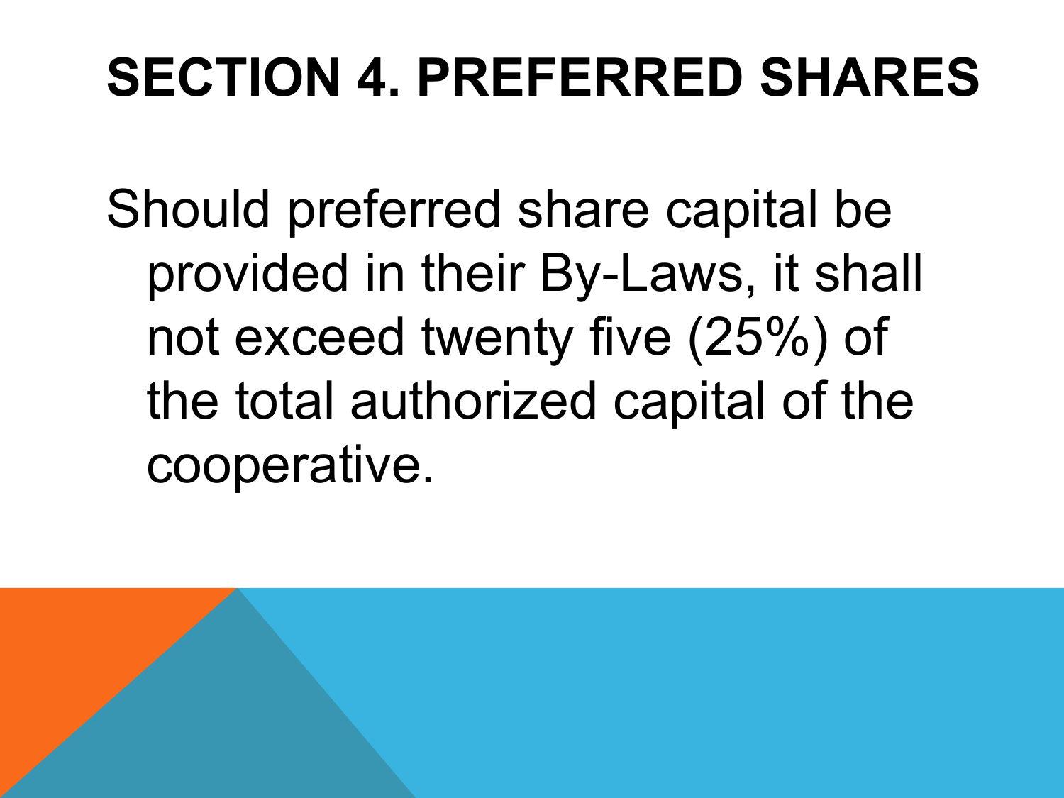# SECTION 4. PREFERRED SHARES

Should preferred share capital be provided in their By-Laws, it shall not exceed twenty five (25%) of the total authorized capital of the cooperative.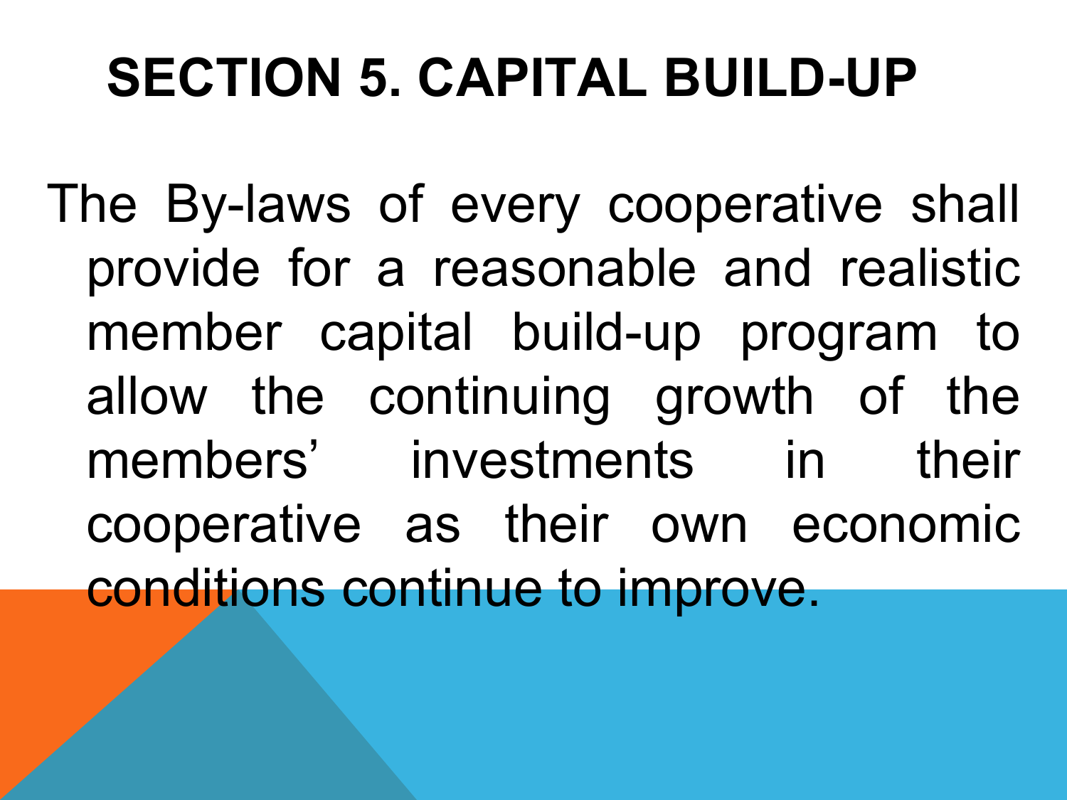# SECTION 5. CAPITAL BUILD-UP

The By-laws of every cooperative shall provide for a reasonable and realistic member capital build-up program to allow the continuing growth of the members' investments in their cooperative as their own economic conditions continue to improve.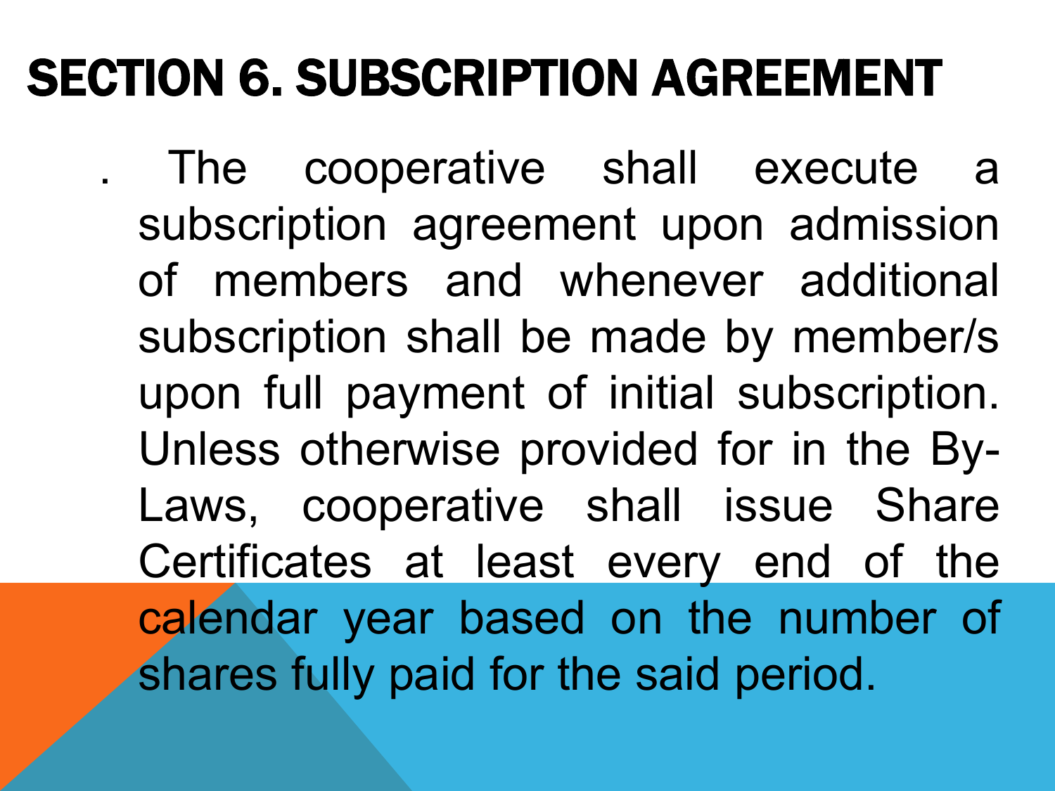# SECTION 6. SUBSCRIPTION AGREEMENT

. The cooperative shall execute a subscription agreement upon admission of members and whenever additional subscription shall be made by member/s upon full payment of initial subscription. Unless otherwise provided for in the By-Laws, cooperative shall issue Share Certificates at least every end of the calendar year based on the number of shares fully paid for the said period.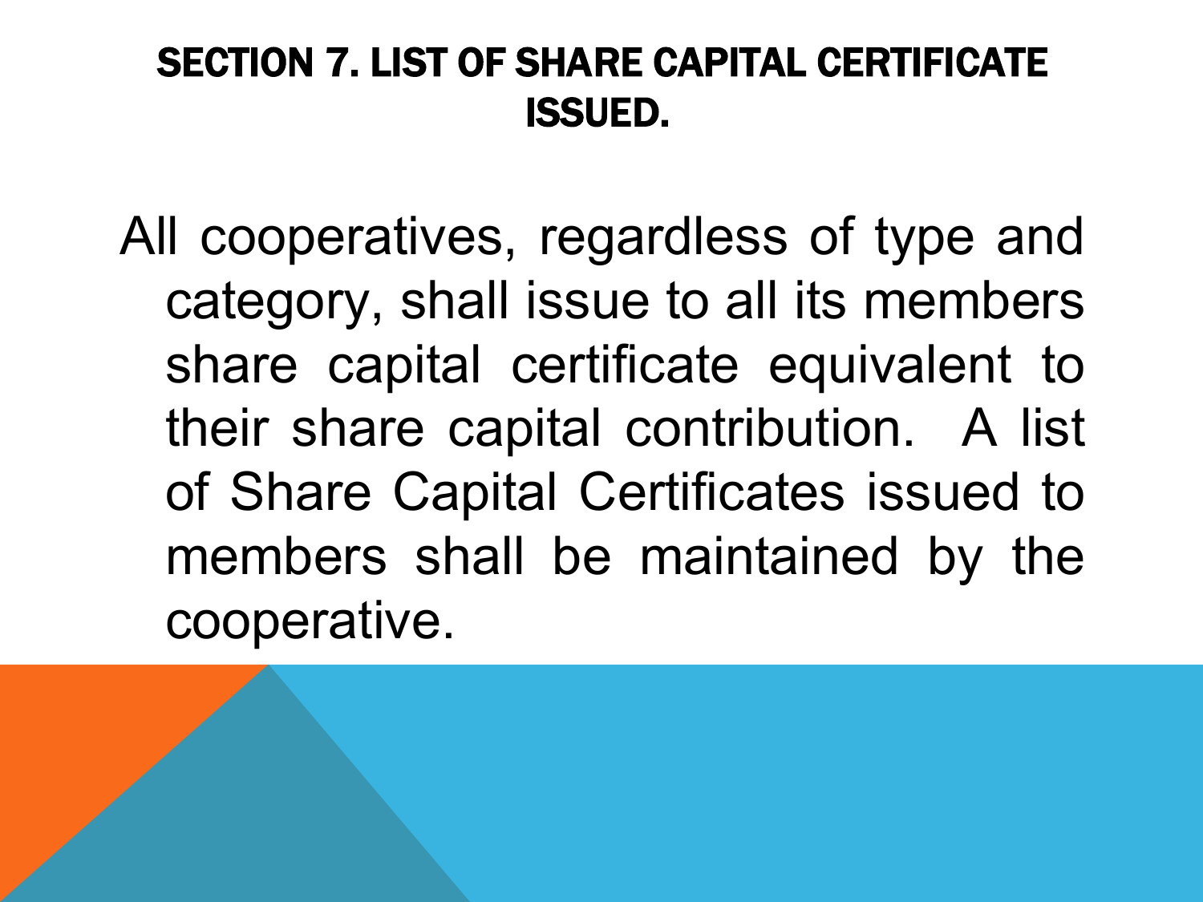# SECTION 7. LIST OF SHARE CAPITAL CERTIFICATE ISSUED.

All cooperatives, regardless of type and category, shall issue to all its members share capital certificate equivalent to their share capital contribution. A list of Share Capital Certificates issued to members shall be maintained by the cooperative.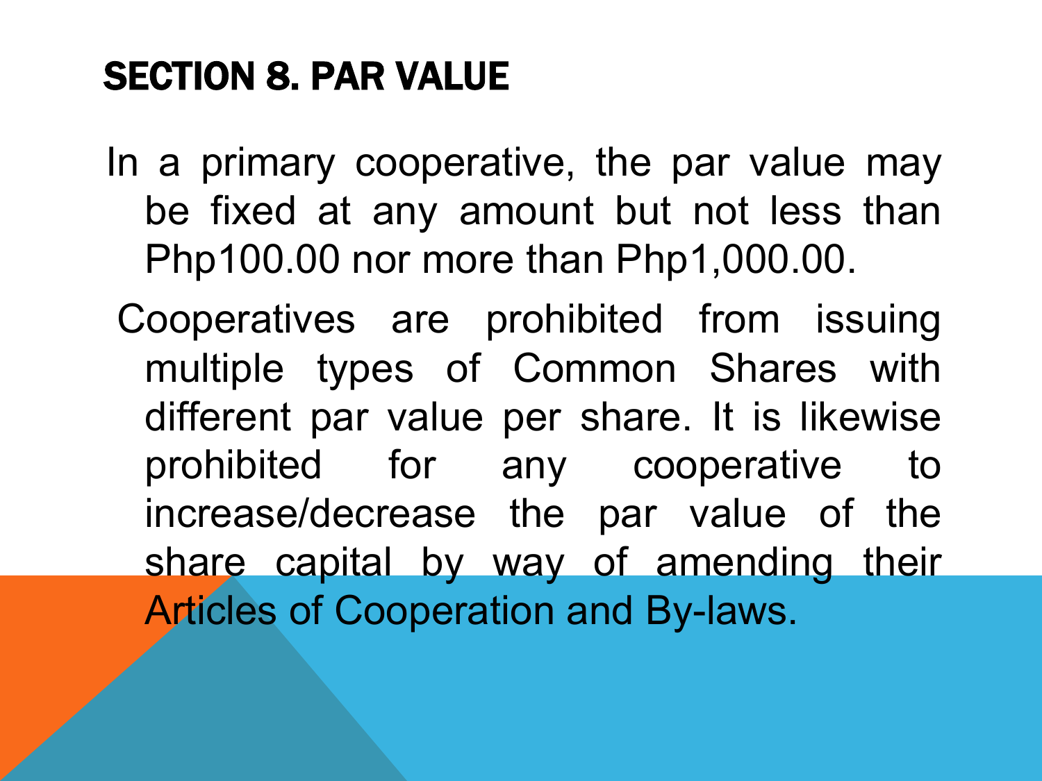## SECTION 8. PAR VALUE

In a primary cooperative, the par value may be fixed at any amount but not less than Php100.00 nor more than Php1,000.00.

Cooperatives are prohibited from issuing multiple types of Common Shares with different par value per share. It is likewise prohibited for any cooperative to increase/decrease the par value of the share capital by way of amending their Articles of Cooperation and By-laws.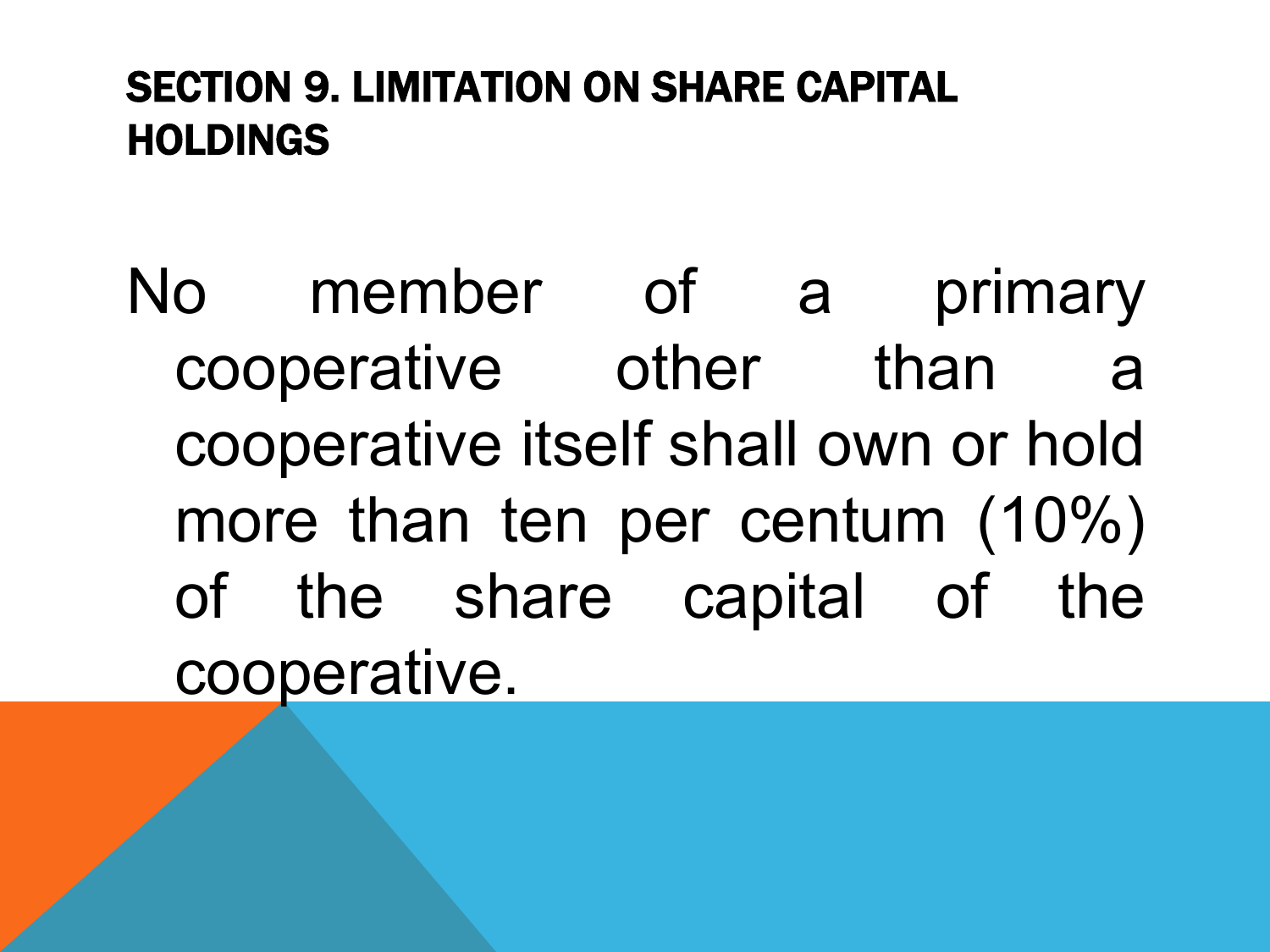## SECTION 9. LIMITATION ON SHARE CAPITAL HOLDINGS

No member of a primary cooperative other than a cooperative itself shall own or hold more than ten per centum (10%) of the share capital of the cooperative.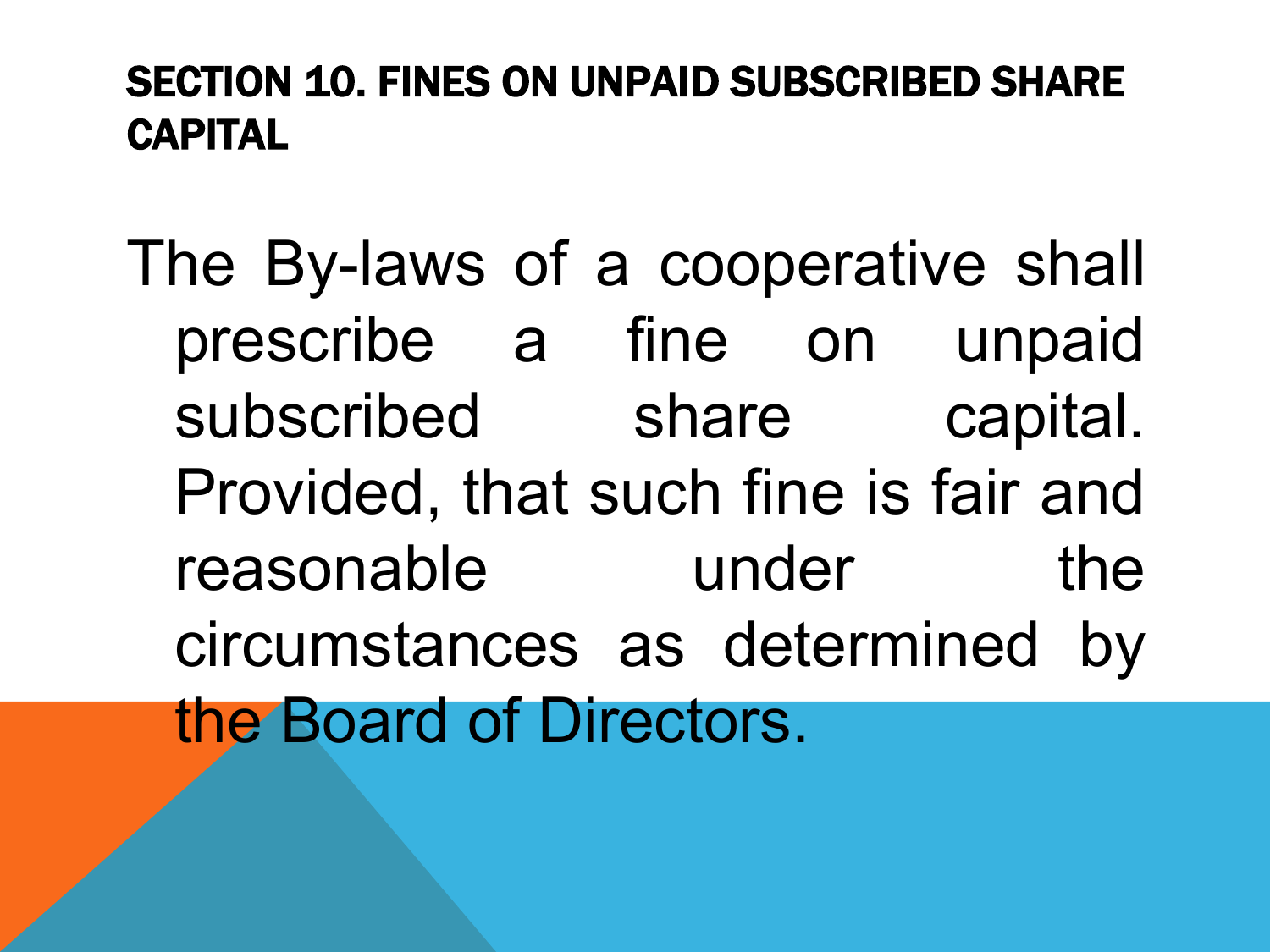## SECTION 10. FINES ON UNPAID SUBSCRIBED SHARE CAPITAL

The By-laws of a cooperative shall prescribe a fine on unpaid subscribed share capital. Provided, that such fine is fair and reasonable under the circumstances as determined by the Board of Directors.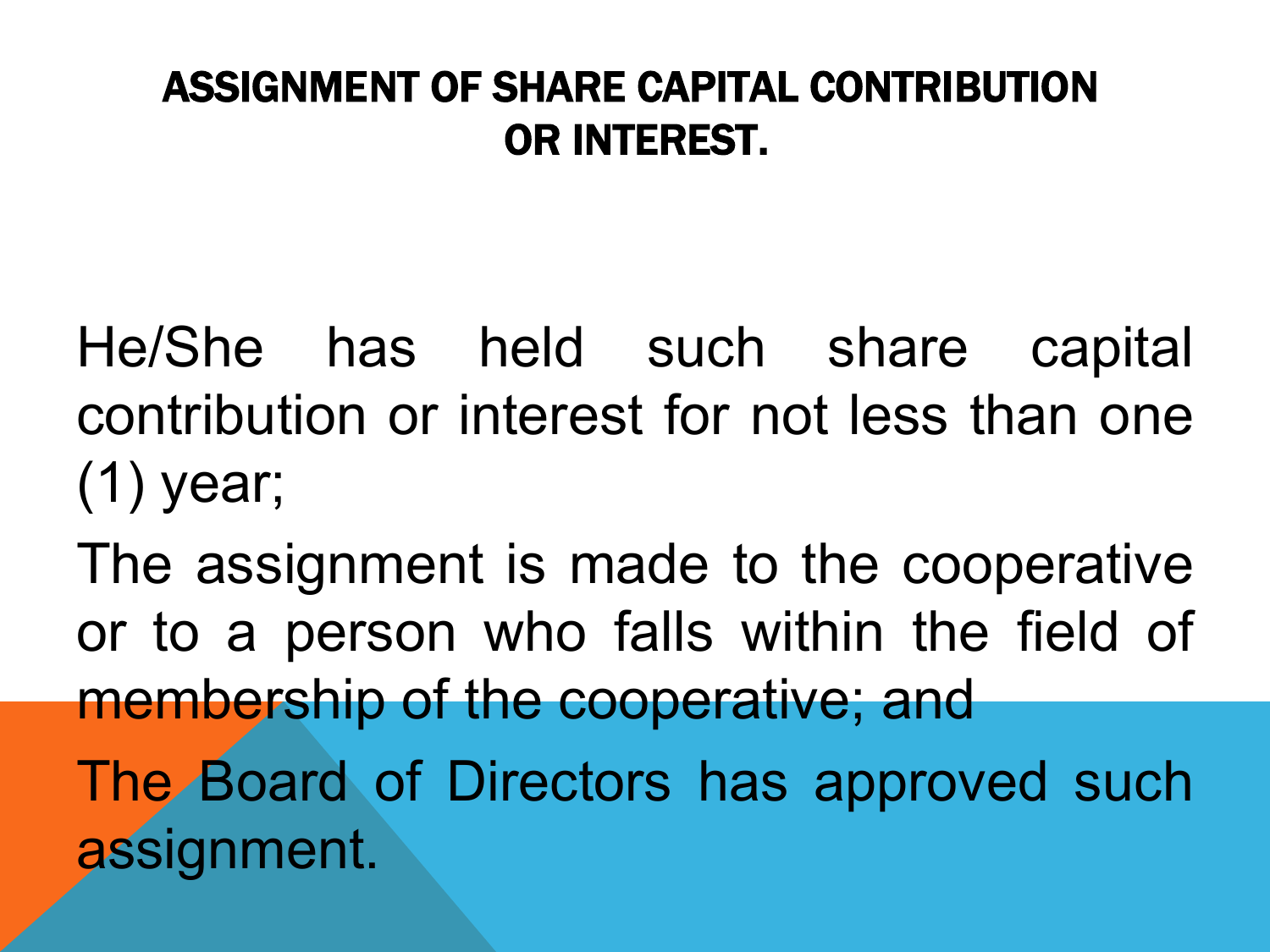# ASSIGNMENT OF SHARE CAPITAL CONTRIBUTION OR INTEREST.

He/She has held such share capital contribution or interest for not less than one (1) year;

The assignment is made to the cooperative or to a person who falls within the field of membership of the cooperative; and

The Board of Directors has approved such assignment.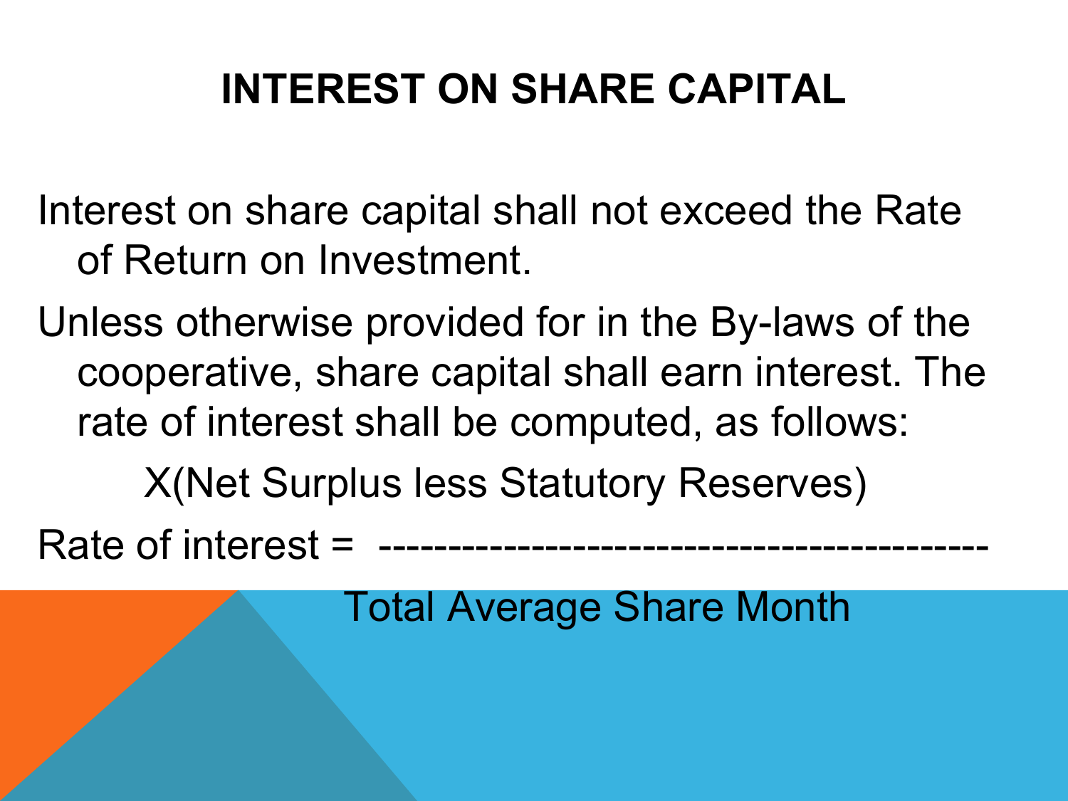# INTEREST ON SHARE CAPITAL

Interest on share capital shall not exceed the Rate of Return on Investment.

Unless otherwise provided for in the By-laws of the cooperative, share capital shall earn interest. The rate of interest shall be computed, as follows:

$$\text{Rate of interest} = \frac{X(\text{Net Surplus less Statutory Reserves})}{\text{Total Average Share Month}}$$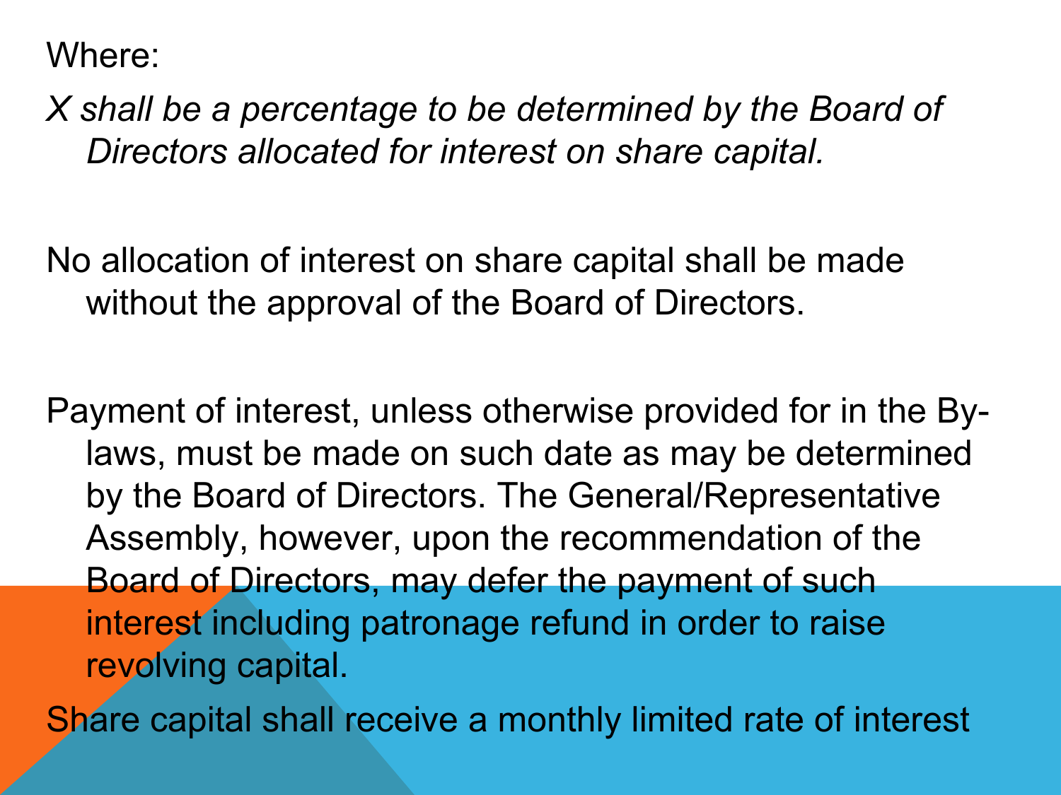Where:

*X shall be a percentage to be determined by the Board of Directors allocated for interest on share capital.*

No allocation of interest on share capital shall be made without the approval of the Board of Directors.

Payment of interest, unless otherwise provided for in the By-laws, must be made on such date as may be determined by the Board of Directors. The General/Representative Assembly, however, upon the recommendation of the Board of Directors, may defer the payment of such interest including patronage refund in order to raise revolving capital.

Share capital shall receive a monthly limited rate of interest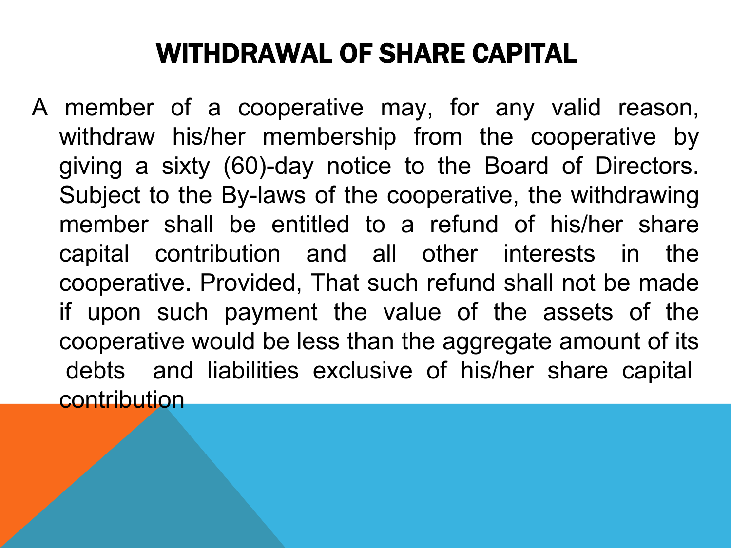# WITHDRAWAL OF SHARE CAPITAL

A member of a cooperative may, for any valid reason, withdraw his/her membership from the cooperative by giving a sixty (60)-day notice to the Board of Directors. Subject to the By-laws of the cooperative, the withdrawing member shall be entitled to a refund of his/her share capital contribution and all other interests in the cooperative. Provided, That such refund shall not be made if upon such payment the value of the assets of the cooperative would be less than the aggregate amount of its debts and liabilities exclusive of his/her share capital contribution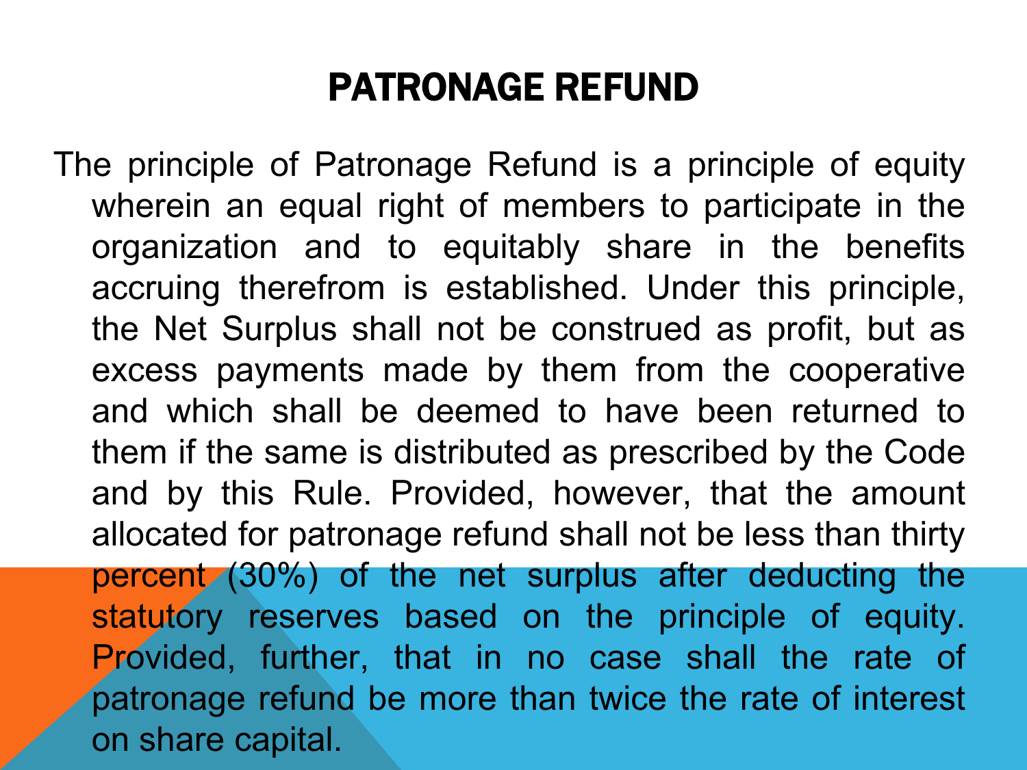# PATRONAGE REFUND

The principle of Patronage Refund is a principle of equity wherein an equal right of members to participate in the organization and to equitably share in the benefits accruing therefrom is established. Under this principle, the Net Surplus shall not be construed as profit, but as excess payments made by them from the cooperative and which shall be deemed to have been returned to them if the same is distributed as prescribed by the Code and by this Rule. Provided, however, that the amount allocated for patronage refund shall not be less than thirty percent (30%) of the net surplus after deducting the statutory reserves based on the principle of equity. Provided, further, that in no case shall the rate of patronage refund be more than twice the rate of interest on share capital.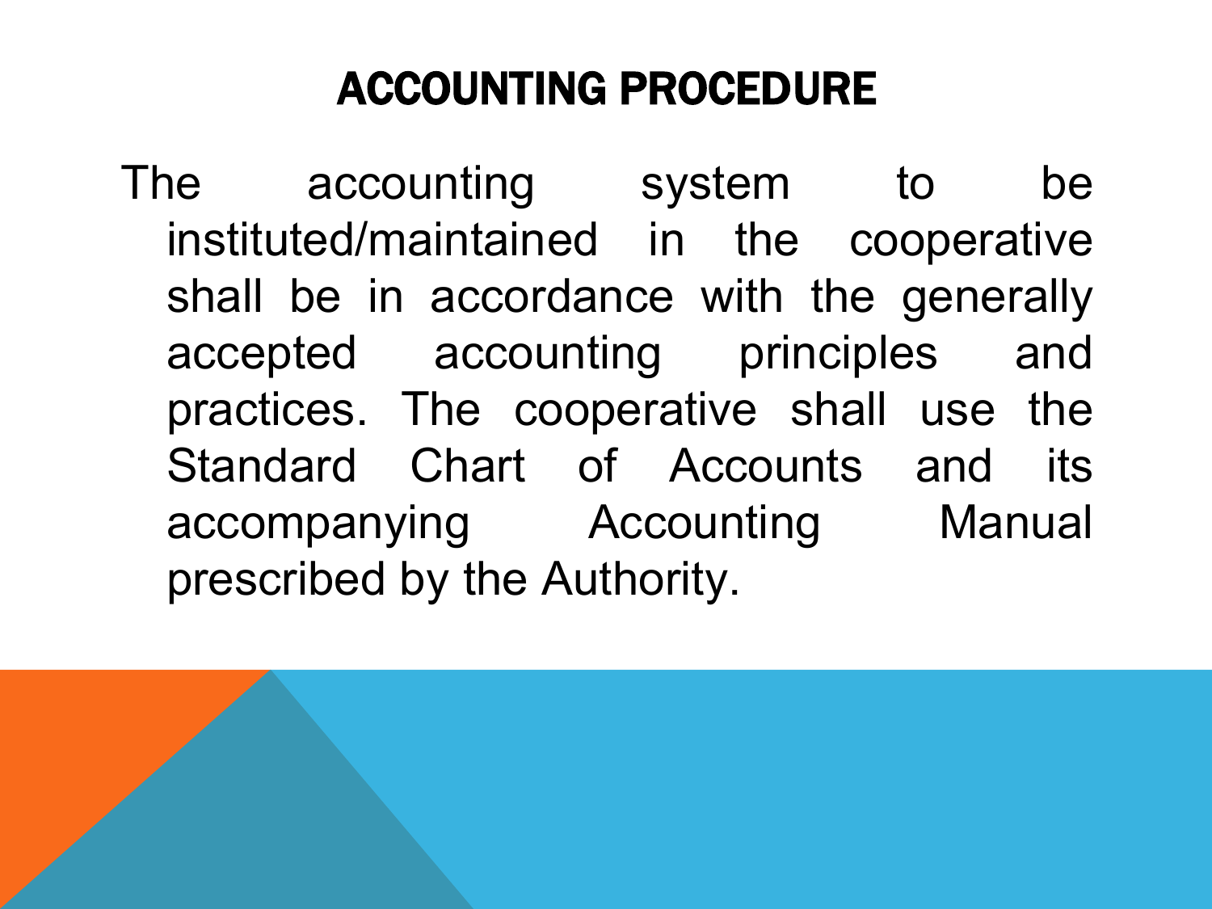# ACCOUNTING PROCEDURE

The accounting system to be instituted/maintained in the cooperative shall be in accordance with the generally accepted accounting principles and practices. The cooperative shall use the Standard Chart of Accounts and its accompanying Accounting Manual prescribed by the Authority.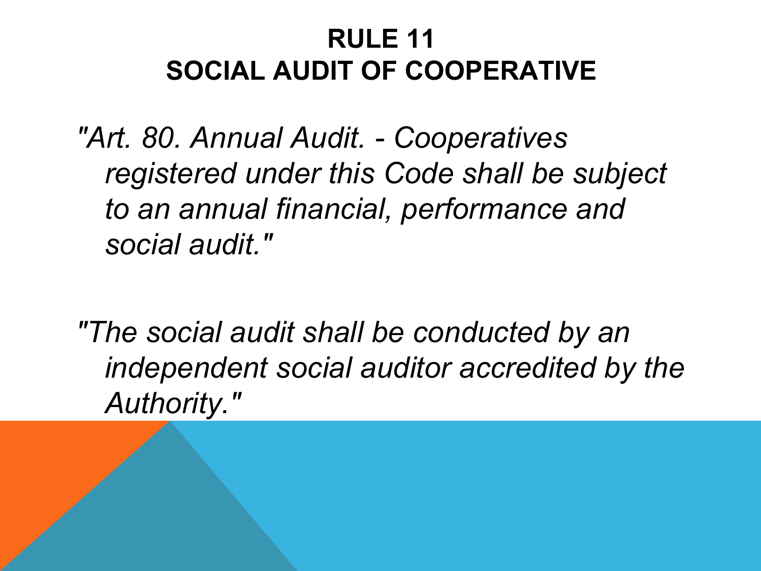# RULE 11
# SOCIAL AUDIT OF COOPERATIVE

*"Art. 80. Annual Audit. - Cooperatives registered under this Code shall be subject to an annual financial, performance and social audit."*

*"The social audit shall be conducted by an independent social auditor accredited by the Authority."*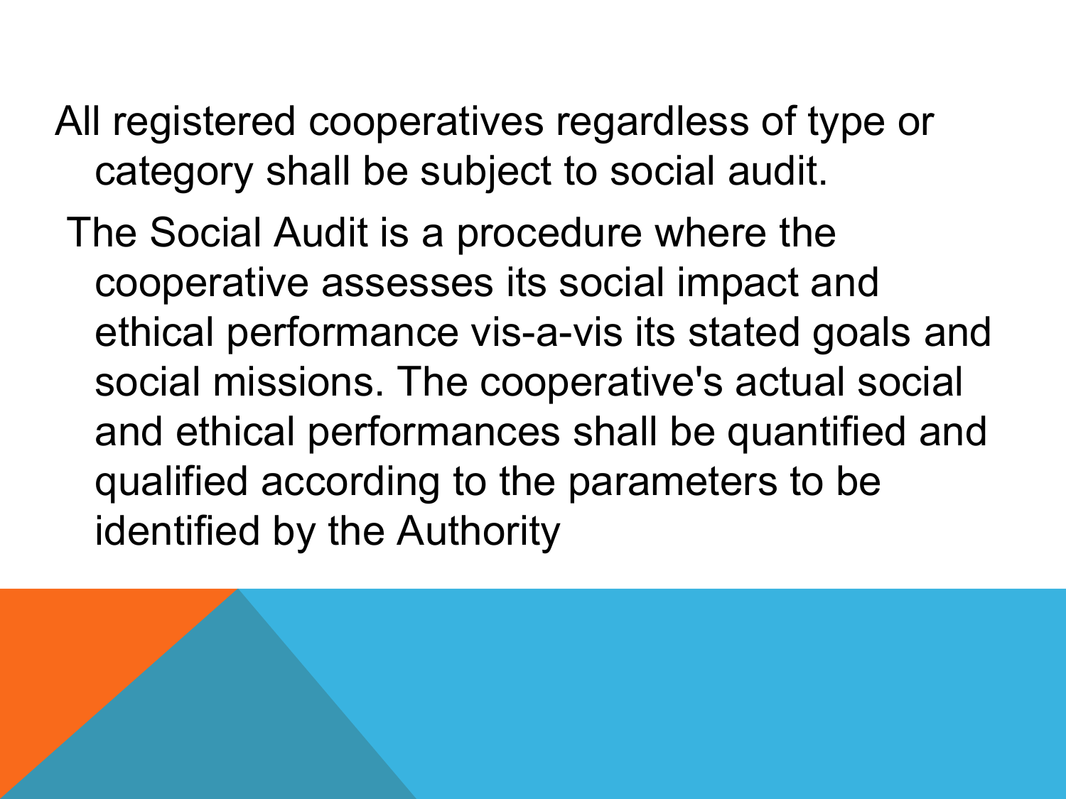All registered cooperatives regardless of type or category shall be subject to social audit.

The Social Audit is a procedure where the cooperative assesses its social impact and ethical performance vis-a-vis its stated goals and social missions. The cooperative's actual social and ethical performances shall be quantified and qualified according to the parameters to be identified by the Authority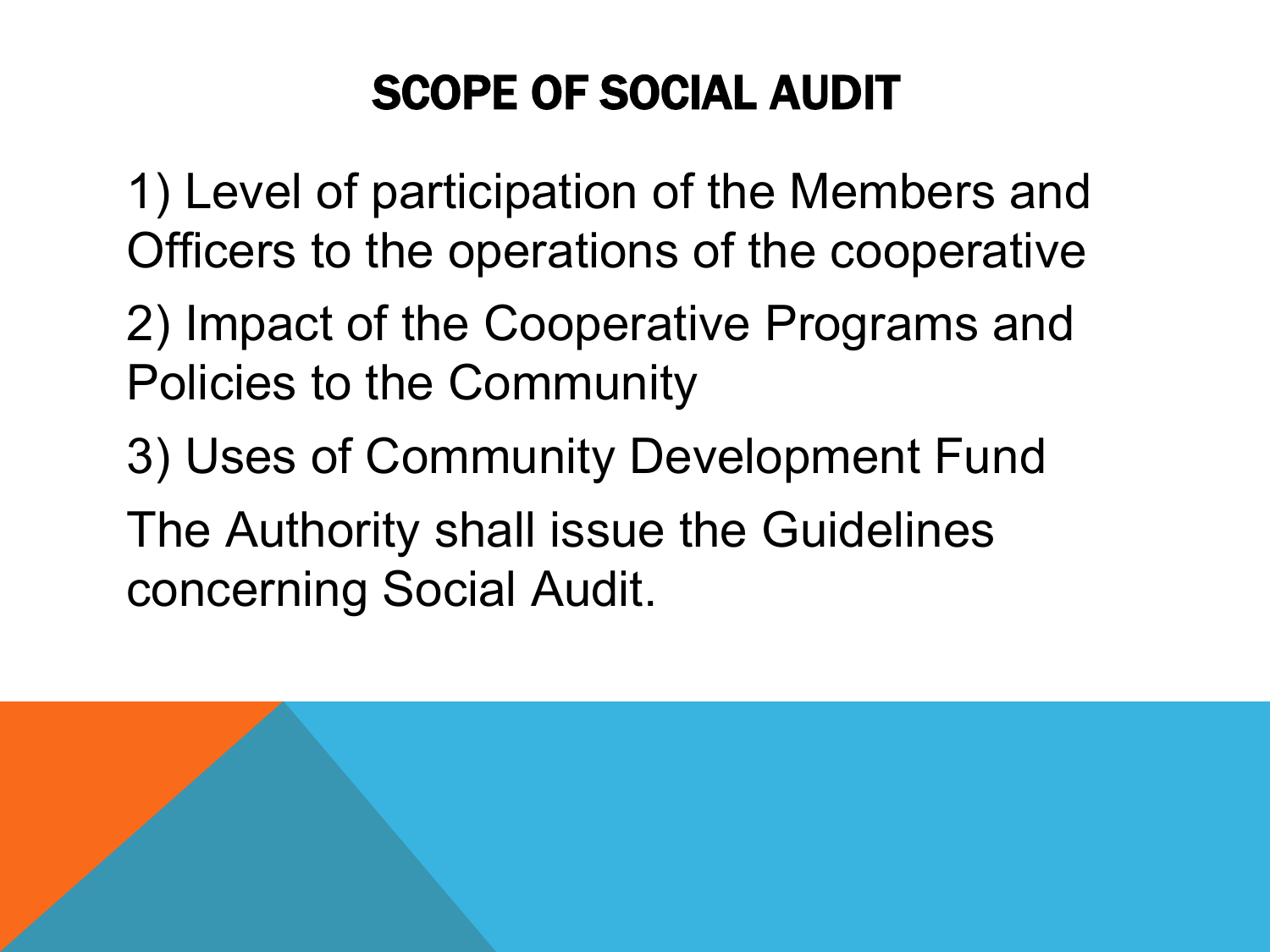# SCOPE OF SOCIAL AUDIT

1) Level of participation of the Members and Officers to the operations of the cooperative

2) Impact of the Cooperative Programs and Policies to the Community

3) Uses of Community Development Fund

The Authority shall issue the Guidelines concerning Social Audit.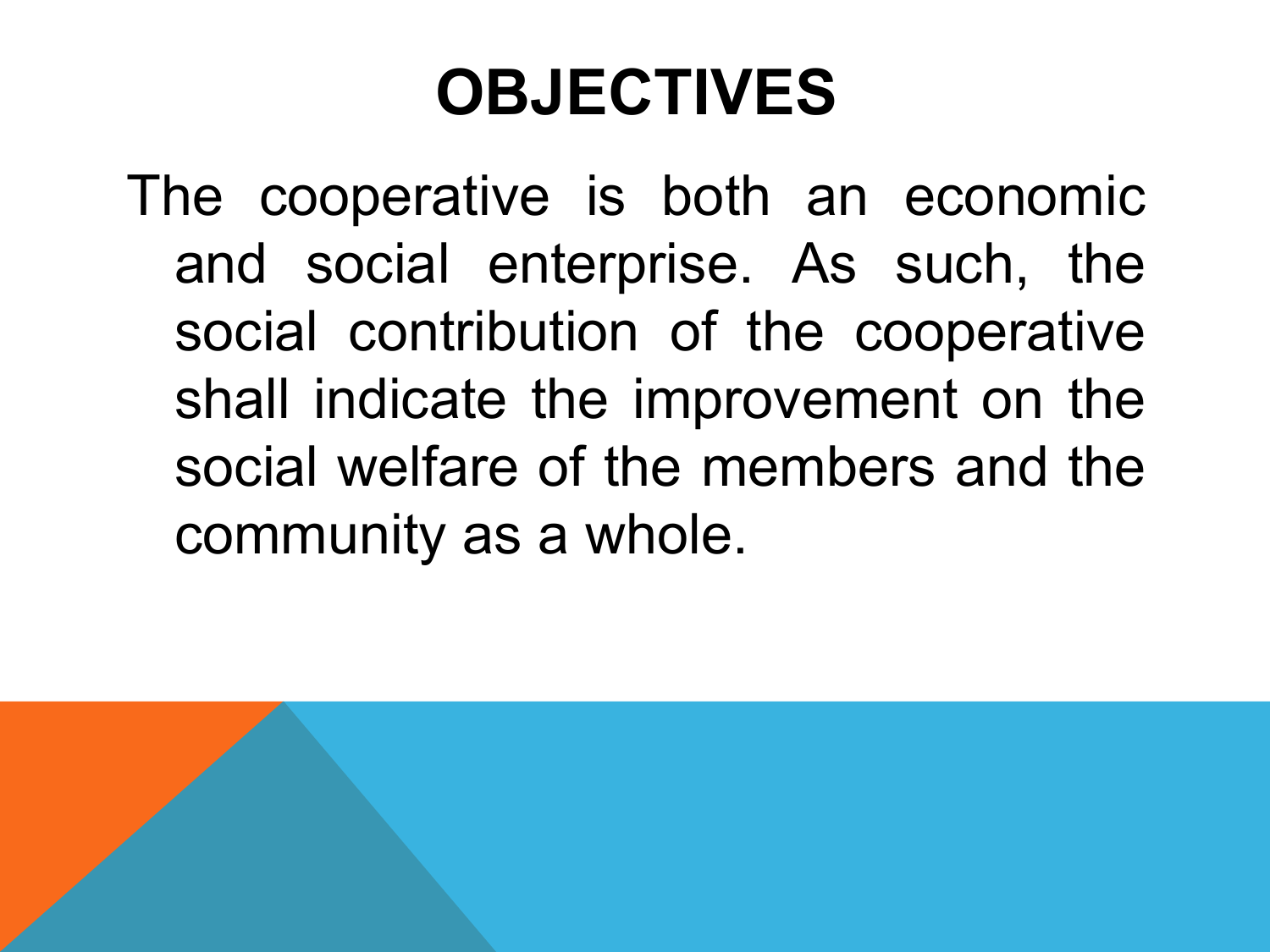# OBJECTIVES

The cooperative is both an economic and social enterprise. As such, the social contribution of the cooperative shall indicate the improvement on the social welfare of the members and the community as a whole.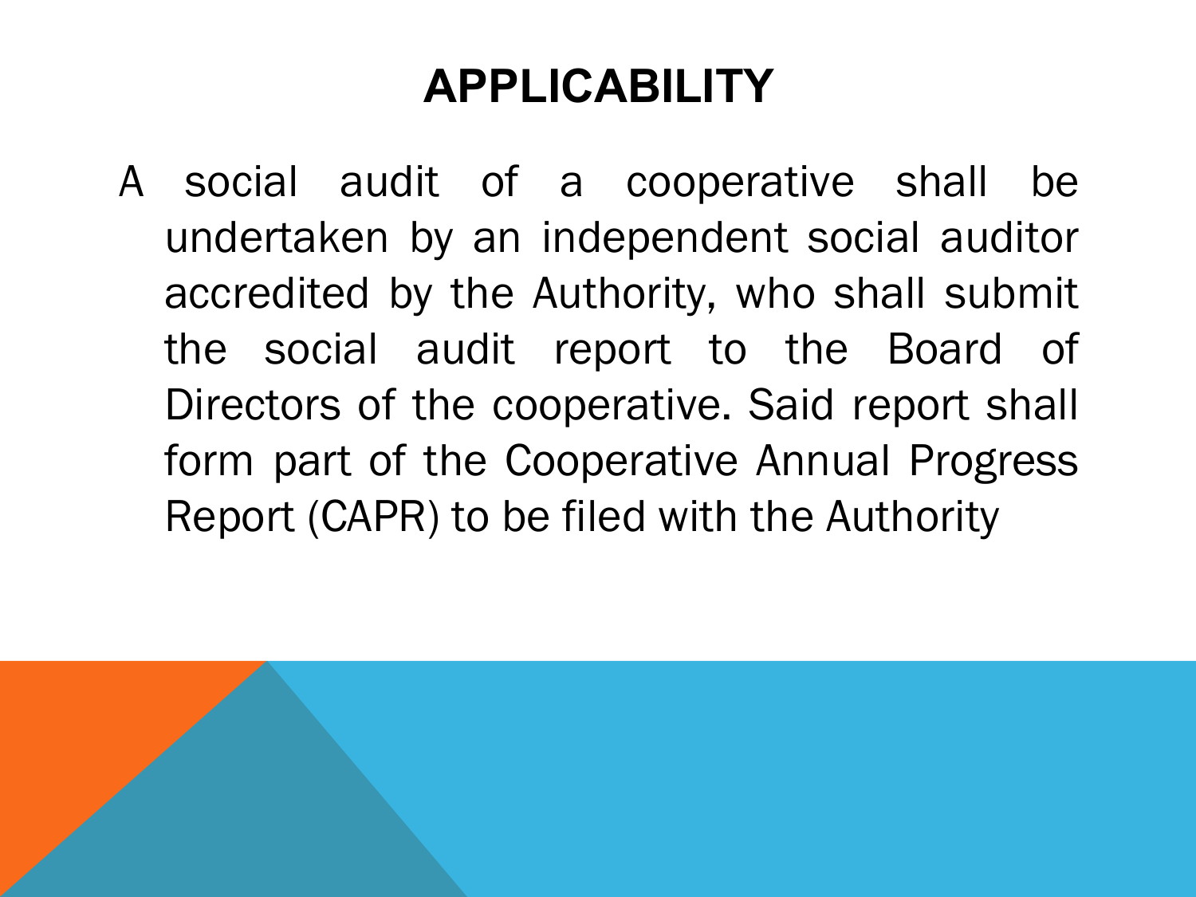# APPLICABILITY

A social audit of a cooperative shall be undertaken by an independent social auditor accredited by the Authority, who shall submit the social audit report to the Board of Directors of the cooperative. Said report shall form part of the Cooperative Annual Progress Report (CAPR) to be filed with the Authority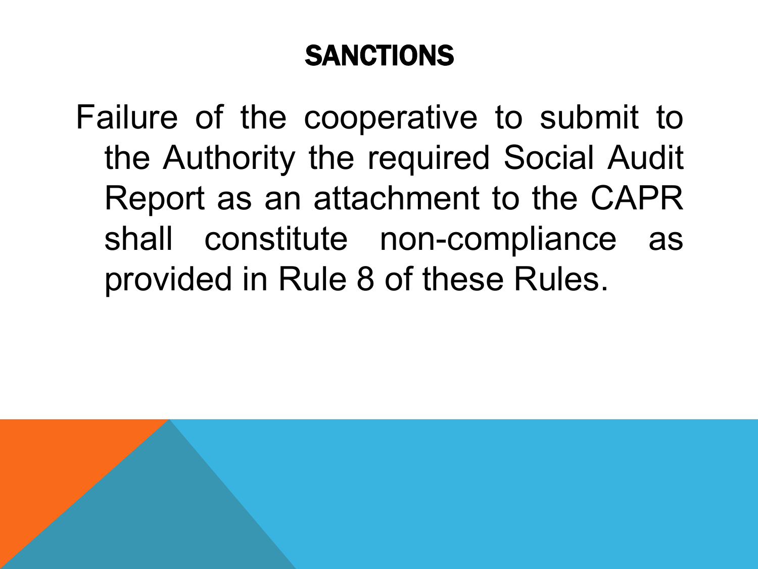# SANCTIONS

Failure of the cooperative to submit to the Authority the required Social Audit Report as an attachment to the CAPR shall constitute non-compliance as provided in Rule 8 of these Rules.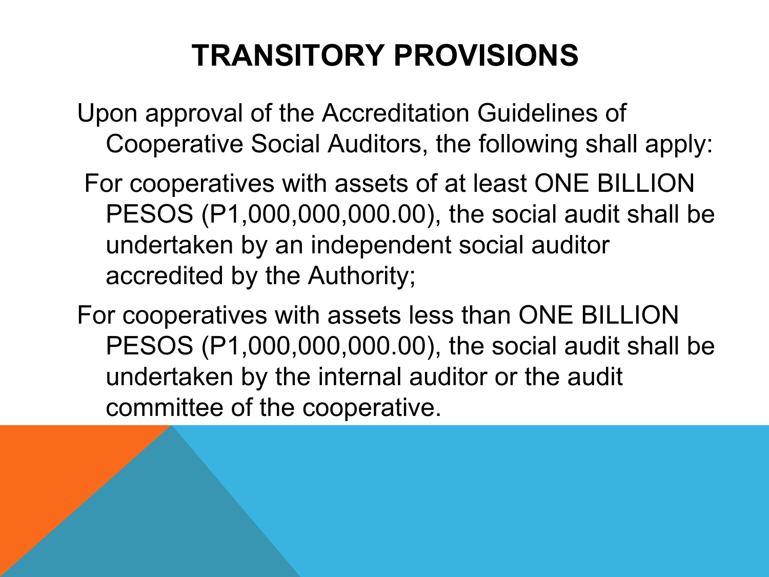# TRANSITORY PROVISIONS

Upon approval of the Accreditation Guidelines of Cooperative Social Auditors, the following shall apply:

For cooperatives with assets of at least ONE BILLION PESOS (P1,000,000,000.00), the social audit shall be undertaken by an independent social auditor accredited by the Authority;

For cooperatives with assets less than ONE BILLION PESOS (P1,000,000,000.00), the social audit shall be undertaken by the internal auditor or the audit committee of the cooperative.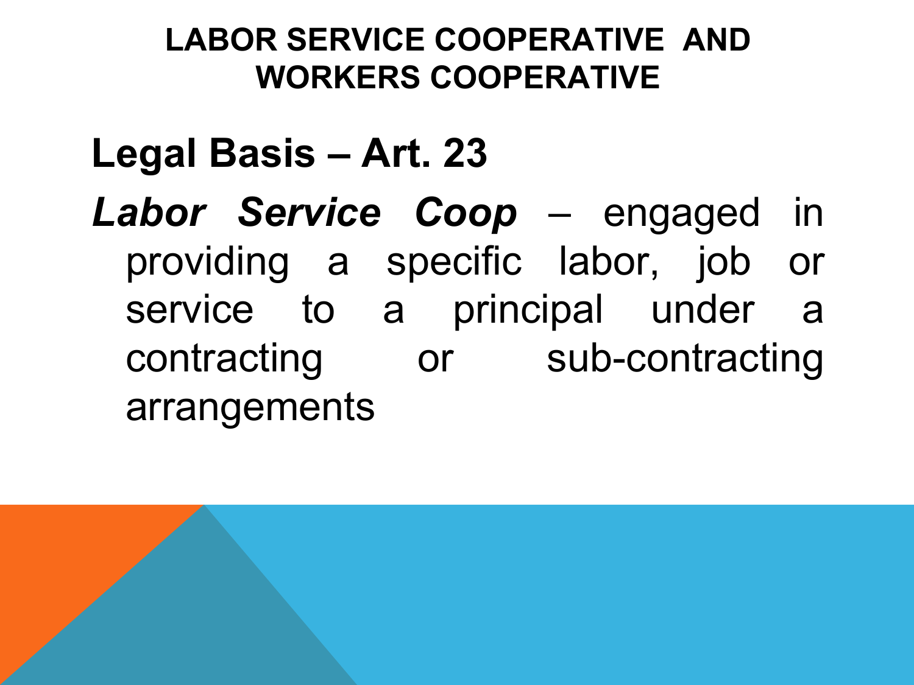# LABOR SERVICE COOPERATIVE AND WORKERS COOPERATIVE

**Legal Basis – Art. 23**

***Labor Service Coop*** – engaged in providing a specific labor, job or service to a principal under a contracting or sub-contracting arrangements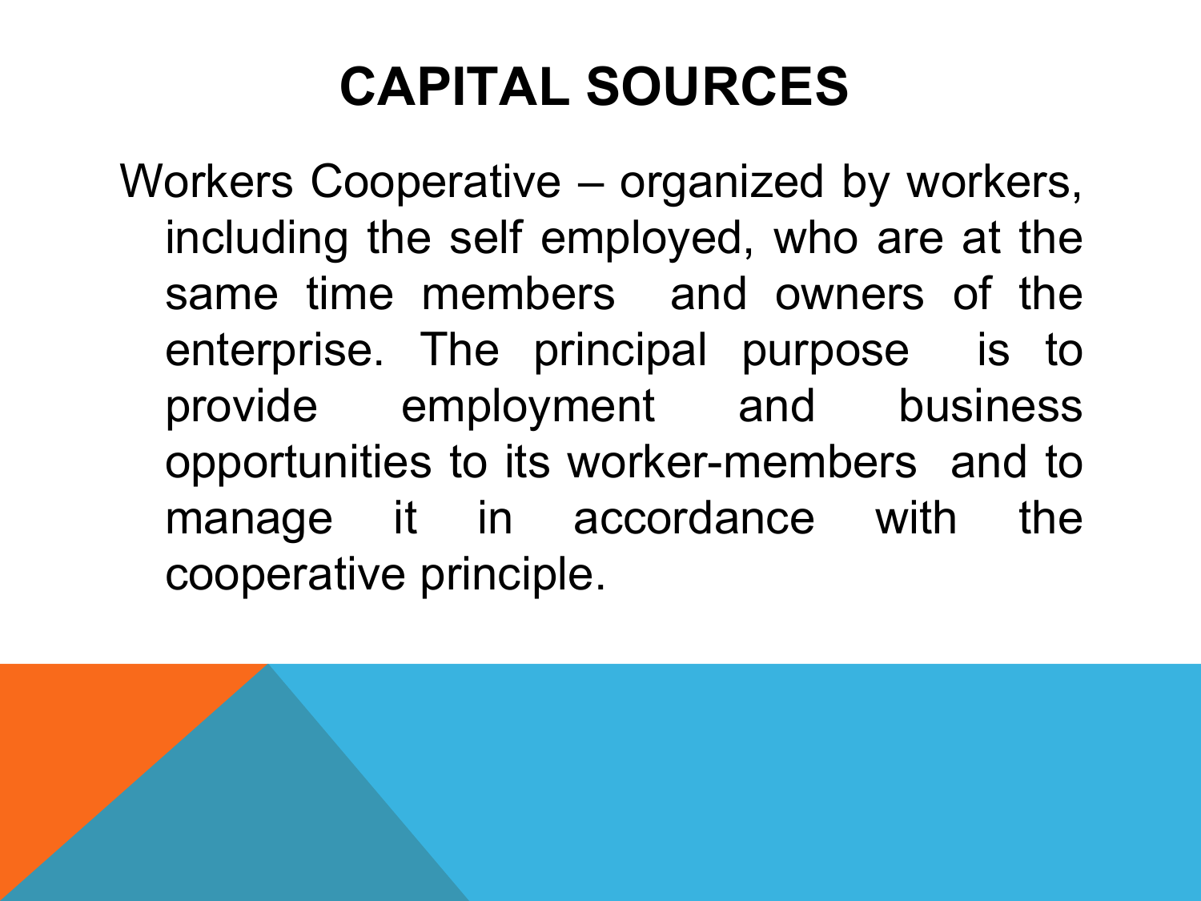# CAPITAL SOURCES

Workers Cooperative – organized by workers, including the self employed, who are at the same time members and owners of the enterprise. The principal purpose is to provide employment and business opportunities to its worker-members and to manage it in accordance with the cooperative principle.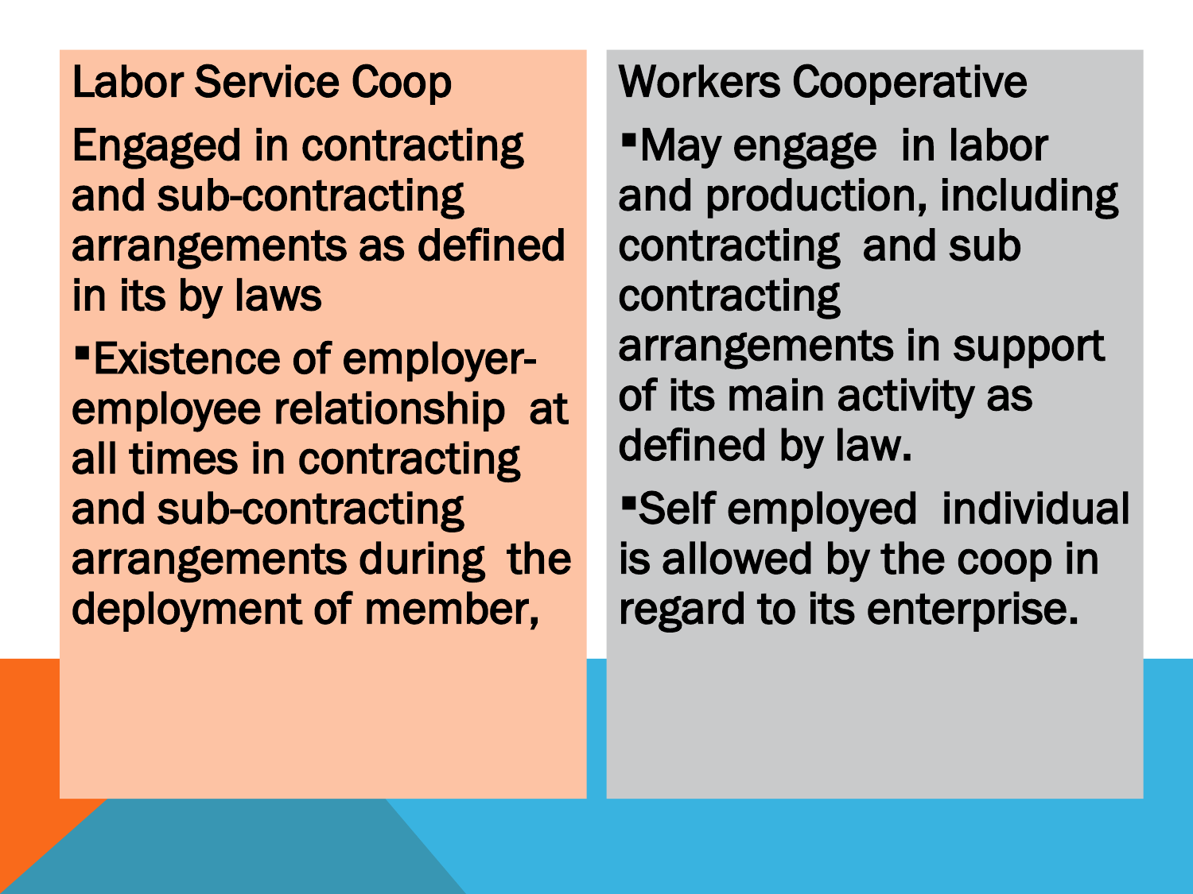## Labor Service Coop

Engaged in contracting and sub-contracting arrangements as defined in its by laws

- Existence of employer-employee relationship at all times in contracting and sub-contracting arrangements during the deployment of member,

## Workers Cooperative

- May engage in labor and production, including contracting and sub contracting arrangements in support of its main activity as defined by law.
- Self employed individual is allowed by the coop in regard to its enterprise.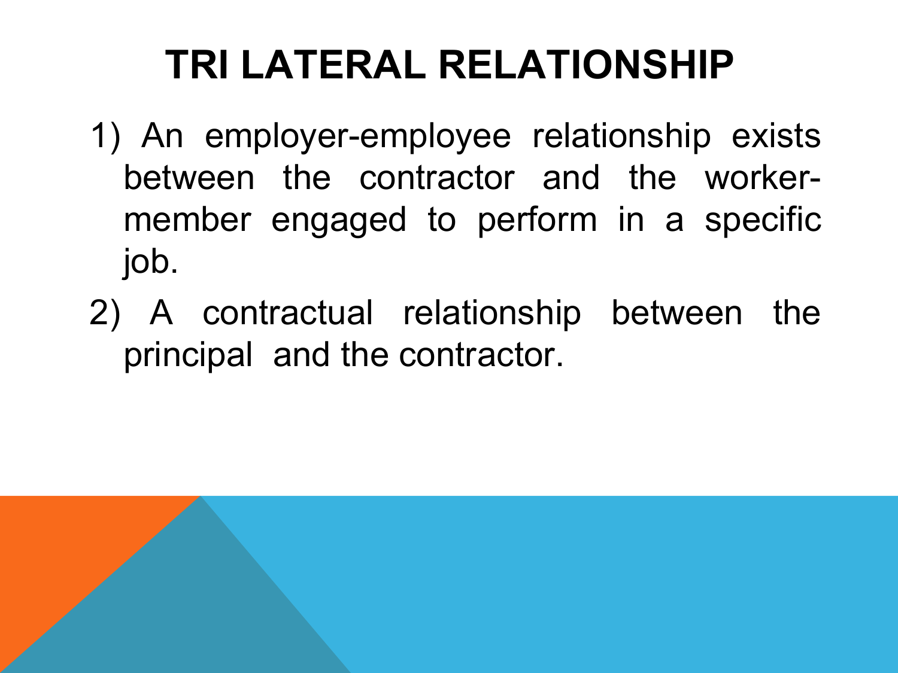# TRI LATERAL RELATIONSHIP

1) An employer-employee relationship exists between the contractor and the worker-member engaged to perform in a specific job.
2) A contractual relationship between the principal and the contractor.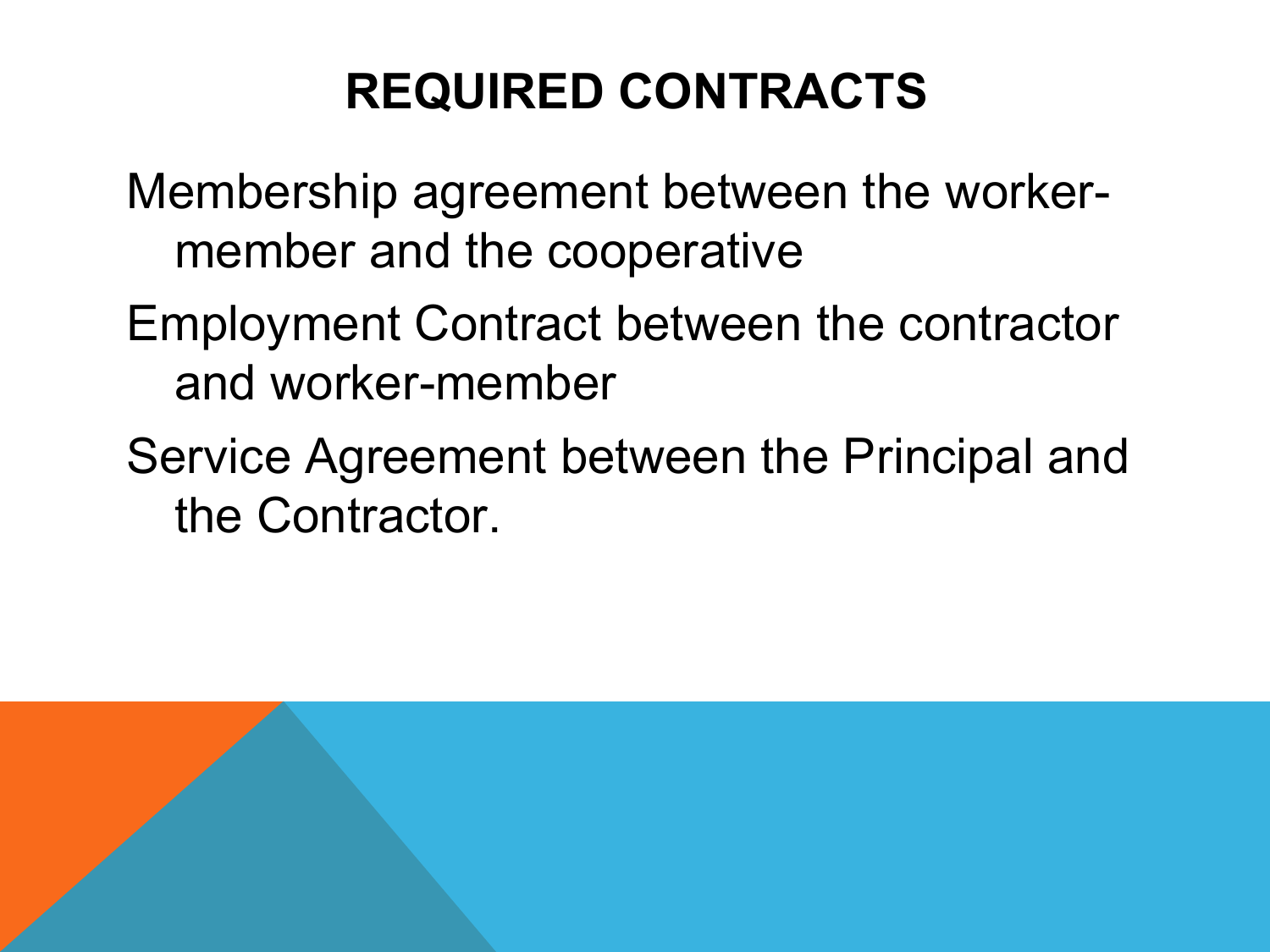# REQUIRED CONTRACTS

Membership agreement between the worker-member and the cooperative

Employment Contract between the contractor and worker-member

Service Agreement between the Principal and the Contractor.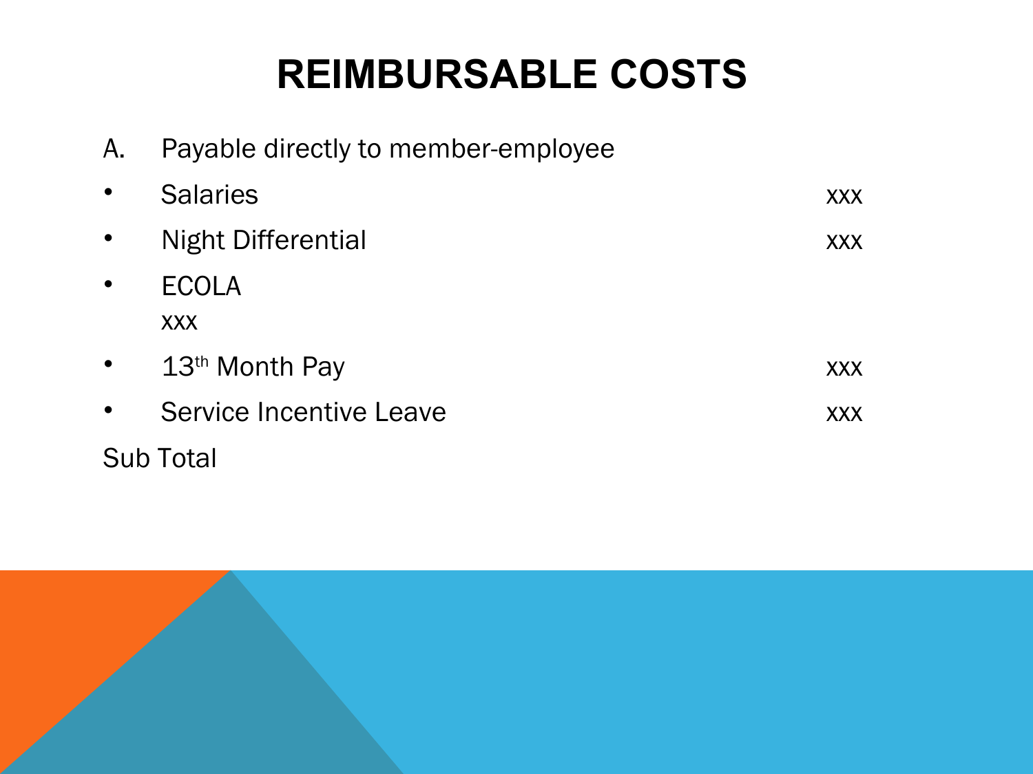# REIMBURSABLE COSTS

A. Payable directly to member-employee

| Item | Amount |
|---|---|
| • Salaries | xxx |
| • Night Differential | xxx |
| • ECOLA | xxx |
| • 13th Month Pay | xxx |
| • Service Incentive Leave | xxx |
| Sub Total | |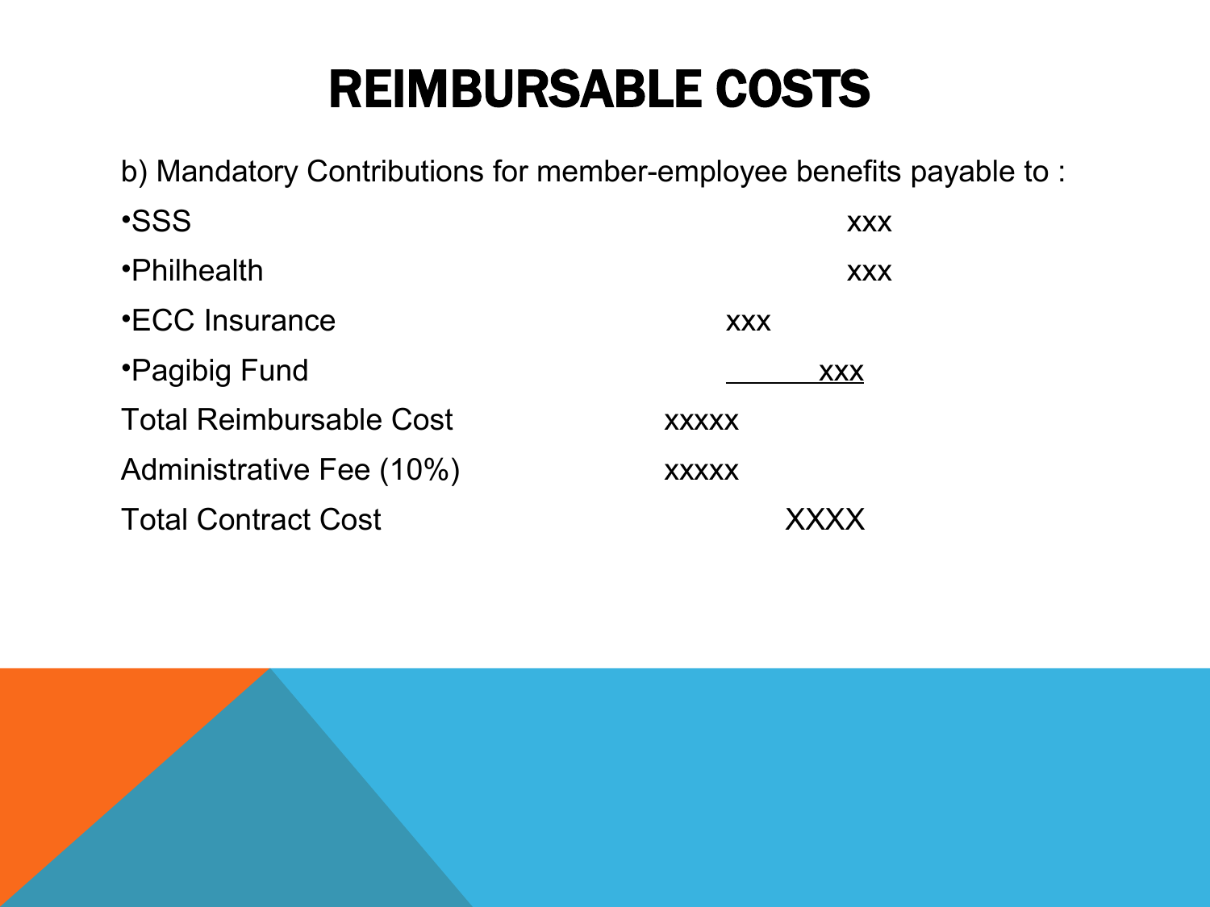# REIMBURSABLE COSTS

b) Mandatory Contributions for member-employee benefits payable to :

| | | | |
|---|---|---|---|
| •SSS | | | xxx |
| •Philhealth | | | xxx |
| •ECC Insurance | | xxx | |
| •Pagibig Fund | | xxx | |
| Total Reimbursable Cost | xxxxx | | |
| Administrative Fee (10%) | xxxxx | | |
| Total Contract Cost | | XXXX | |